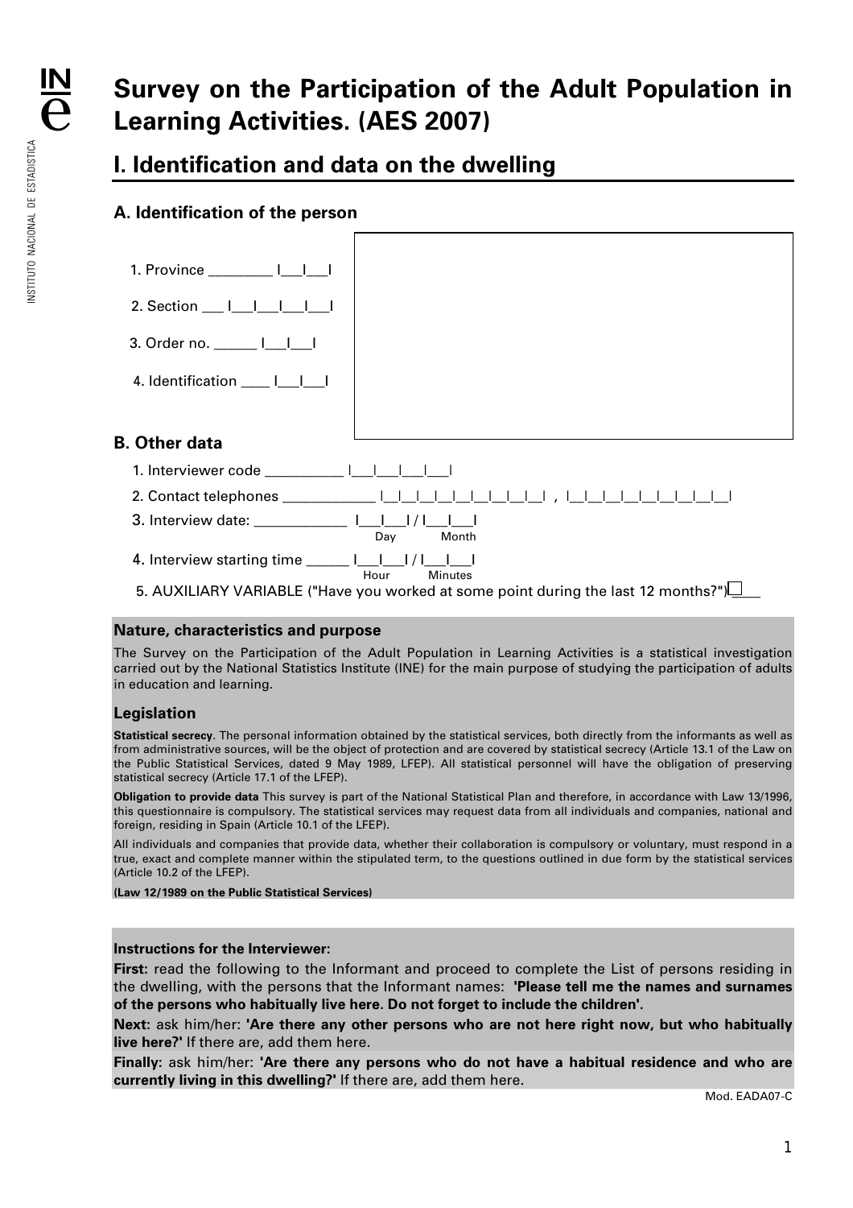# Survey on the Participation of the Adult Population in Learning Activities. (AES 2007)

## I. Identification and data on the dwelling

### A. Identification of the person

1. Province ________ I___I___I

2. Section ___ I___I___I___I___I

3. Order no. ______ I___I___I

4. Identification ____ I___I___I

### B. Other data

1. Interviewer code __________ I___I___I___I___I
2. Contact telephones ____________ I__I__I__I__I__I__I__I__I__I , I__I__I__I__I__I__I__I__I__I
3. Interview date: ____________ I___I___I / I___I___I (Day / Month)
4. Interview starting time ______ I___I___I / I___I___I (Hour / Minutes)
5. AUXILIARY VARIABLE ("Have you worked at some point during the last 12 months?") ☐___

#### Nature, characteristics and purpose

The Survey on the Participation of the Adult Population in Learning Activities is a statistical investigation carried out by the National Statistics Institute (INE) for the main purpose of studying the participation of adults in education and learning.

#### Legislation

**Statistical secrecy**. The personal information obtained by the statistical services, both directly from the informants as well as from administrative sources, will be the object of protection and are covered by statistical secrecy (Article 13.1 of the Law on the Public Statistical Services, dated 9 May 1989, LFEP). All statistical personnel will have the obligation of preserving statistical secrecy (Article 17.1 of the LFEP).

**Obligation to provide data** This survey is part of the National Statistical Plan and therefore, in accordance with Law 13/1996, this questionnaire is compulsory. The statistical services may request data from all individuals and companies, national and foreign, residing in Spain (Article 10.1 of the LFEP).

All individuals and companies that provide data, whether their collaboration is compulsory or voluntary, must respond in a true, exact and complete manner within the stipulated term, to the questions outlined in due form by the statistical services (Article 10.2 of the LFEP).

**(Law 12/1989 on the Public Statistical Services)**

#### Instructions for the Interviewer:

**First:** read the following to the Informant and proceed to complete the List of persons residing in the dwelling, with the persons that the Informant names: **'Please tell me the names and surnames of the persons who habitually live here. Do not forget to include the children'.**

**Next:** ask him/her: **'Are there any other persons who are not here right now, but who habitually live here?'** If there are, add them here.

**Finally:** ask him/her: **'Are there any persons who do not have a habitual residence and who are currently living in this dwelling?'** If there are, add them here.

Mod. EADA07-C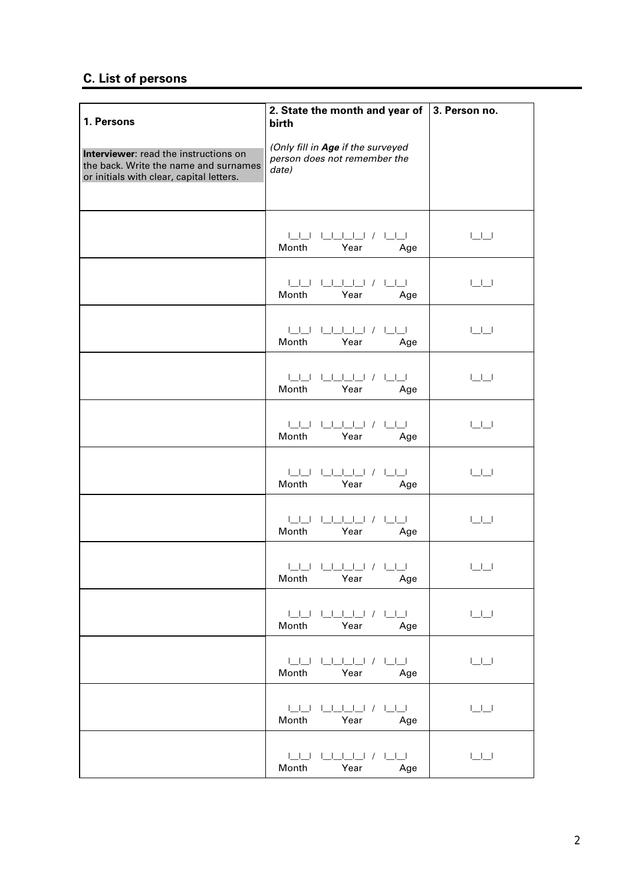## C. List of persons

| 1. Persons<br><br>**Interviewer**: read the instructions on the back. Write the name and surnames or initials with clear, capital letters. | 2. State the month and year of birth<br><br>*(Only fill in **Age** if the surveyed person does not remember the date)* | 3. Person no. |
|---|---|---|
| | \|__\|__\| \|__\|__\|__\|__\| / \|__\|__\|<br>Month Year Age | \|__\|__\| |
| | \|__\|__\| \|__\|__\|__\|__\| / \|__\|__\|<br>Month Year Age | \|__\|__\| |
| | \|__\|__\| \|__\|__\|__\|__\| / \|__\|__\|<br>Month Year Age | \|__\|__\| |
| | \|__\|__\| \|__\|__\|__\|__\| / \|__\|__\|<br>Month Year Age | \|__\|__\| |
| | \|__\|__\| \|__\|__\|__\|__\| / \|__\|__\|<br>Month Year Age | \|__\|__\| |
| | \|__\|__\| \|__\|__\|__\|__\| / \|__\|__\|<br>Month Year Age | \|__\|__\| |
| | \|__\|__\| \|__\|__\|__\|__\| / \|__\|__\|<br>Month Year Age | \|__\|__\| |
| | \|__\|__\| \|__\|__\|__\|__\| / \|__\|__\|<br>Month Year Age | \|__\|__\| |
| | \|__\|__\| \|__\|__\|__\|__\| / \|__\|__\|<br>Month Year Age | \|__\|__\| |
| | \|__\|__\| \|__\|__\|__\|__\| / \|__\|__\|<br>Month Year Age | \|__\|__\| |
| | \|__\|__\| \|__\|__\|__\|__\| / \|__\|__\|<br>Month Year Age | \|__\|__\| |
| | \|__\|__\| \|__\|__\|__\|__\| / \|__\|__\|<br>Month Year Age | \|__\|__\| |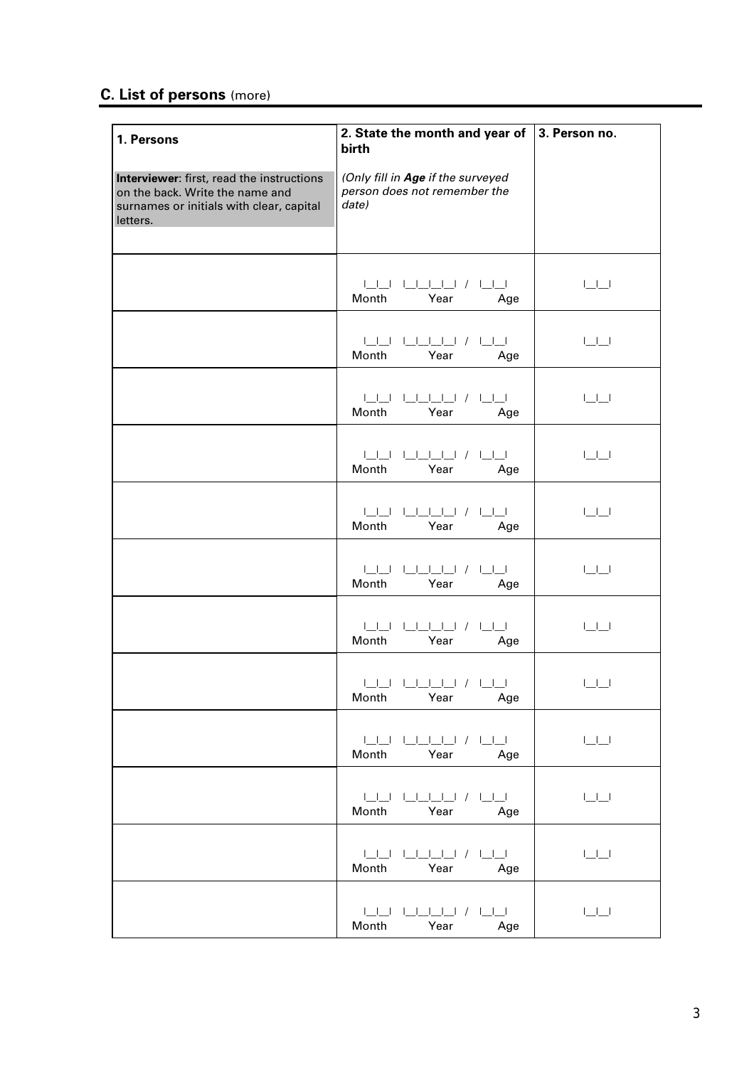## C. List of persons (more)

| 1. Persons<br><br>**Interviewer**: first, read the instructions on the back. Write the name and surnames or initials with clear, capital letters. | 2. State the month and year of birth<br><br>*(Only fill in **Age** if the surveyed person does not remember the date)* | 3. Person no. |
|---|---|---|
| | \|__\|__\| \|__\|__\|__\|__\| / \|__\|__\|<br>Month Year Age | \|__\|__\| |
| | \|__\|__\| \|__\|__\|__\|__\| / \|__\|__\|<br>Month Year Age | \|__\|__\| |
| | \|__\|__\| \|__\|__\|__\|__\| / \|__\|__\|<br>Month Year Age | \|__\|__\| |
| | \|__\|__\| \|__\|__\|__\|__\| / \|__\|__\|<br>Month Year Age | \|__\|__\| |
| | \|__\|__\| \|__\|__\|__\|__\| / \|__\|__\|<br>Month Year Age | \|__\|__\| |
| | \|__\|__\| \|__\|__\|__\|__\| / \|__\|__\|<br>Month Year Age | \|__\|__\| |
| | \|__\|__\| \|__\|__\|__\|__\| / \|__\|__\|<br>Month Year Age | \|__\|__\| |
| | \|__\|__\| \|__\|__\|__\|__\| / \|__\|__\|<br>Month Year Age | \|__\|__\| |
| | \|__\|__\| \|__\|__\|__\|__\| / \|__\|__\|<br>Month Year Age | \|__\|__\| |
| | \|__\|__\| \|__\|__\|__\|__\| / \|__\|__\|<br>Month Year Age | \|__\|__\| |
| | \|__\|__\| \|__\|__\|__\|__\| / \|__\|__\|<br>Month Year Age | \|__\|__\| |
| | \|__\|__\| \|__\|__\|__\|__\| / \|__\|__\|<br>Month Year Age | \|__\|__\| |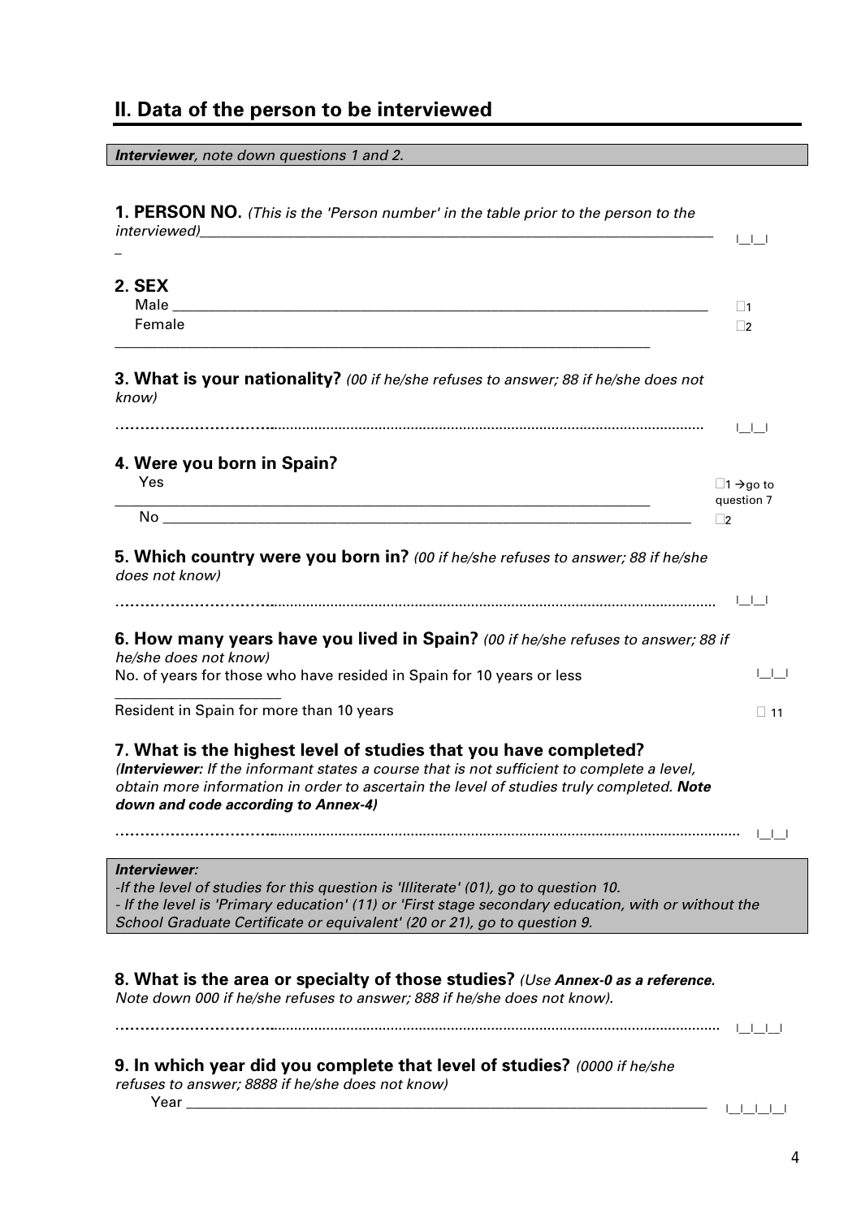## II. Data of the person to be interviewed

***Interviewer**, note down questions 1 and 2.*

**1. PERSON NO.** *(This is the 'Person number' in the table prior to the person to the interviewed)* |\_|\_|

**2. SEX**

Male ☐1

Female ☐2

**3. What is your nationality?** *(00 if he/she refuses to answer; 88 if he/she does not know)*

............................................................................................................... |\_|\_|

**4. Were you born in Spain?**

Yes ☐1 → go to question 7

No ☐2

**5. Which country were you born in?** *(00 if he/she refuses to answer; 88 if he/she does not know)*

............................................................................................................... |\_|\_|

**6. How many years have you lived in Spain?** *(00 if he/she refuses to answer; 88 if he/she does not know)*

No. of years for those who have resided in Spain for 10 years or less |\_|\_|

Resident in Spain for more than 10 years ☐ 11

**7. What is the highest level of studies that you have completed?**
*(**Interviewer:** If the informant states a course that is not sufficient to complete a level, obtain more information in order to ascertain the level of studies truly completed. **Note down and code according to Annex-4)***

............................................................................................................... |\_|\_|

***Interviewer:***
*-If the level of studies for this question is 'Illiterate' (01), go to question 10.*
*- If the level is 'Primary education' (11) or 'First stage secondary education, with or without the School Graduate Certificate or equivalent' (20 or 21), go to question 9.*

**8. What is the area or specialty of those studies?** *(Use **Annex-0 as a reference**. Note down 000 if he/she refuses to answer; 888 if he/she does not know).*

............................................................................................................... |\_|\_|\_|

**9. In which year did you complete that level of studies?** *(0000 if he/she refuses to answer; 8888 if he/she does not know)*

Year |\_|\_|\_|\_|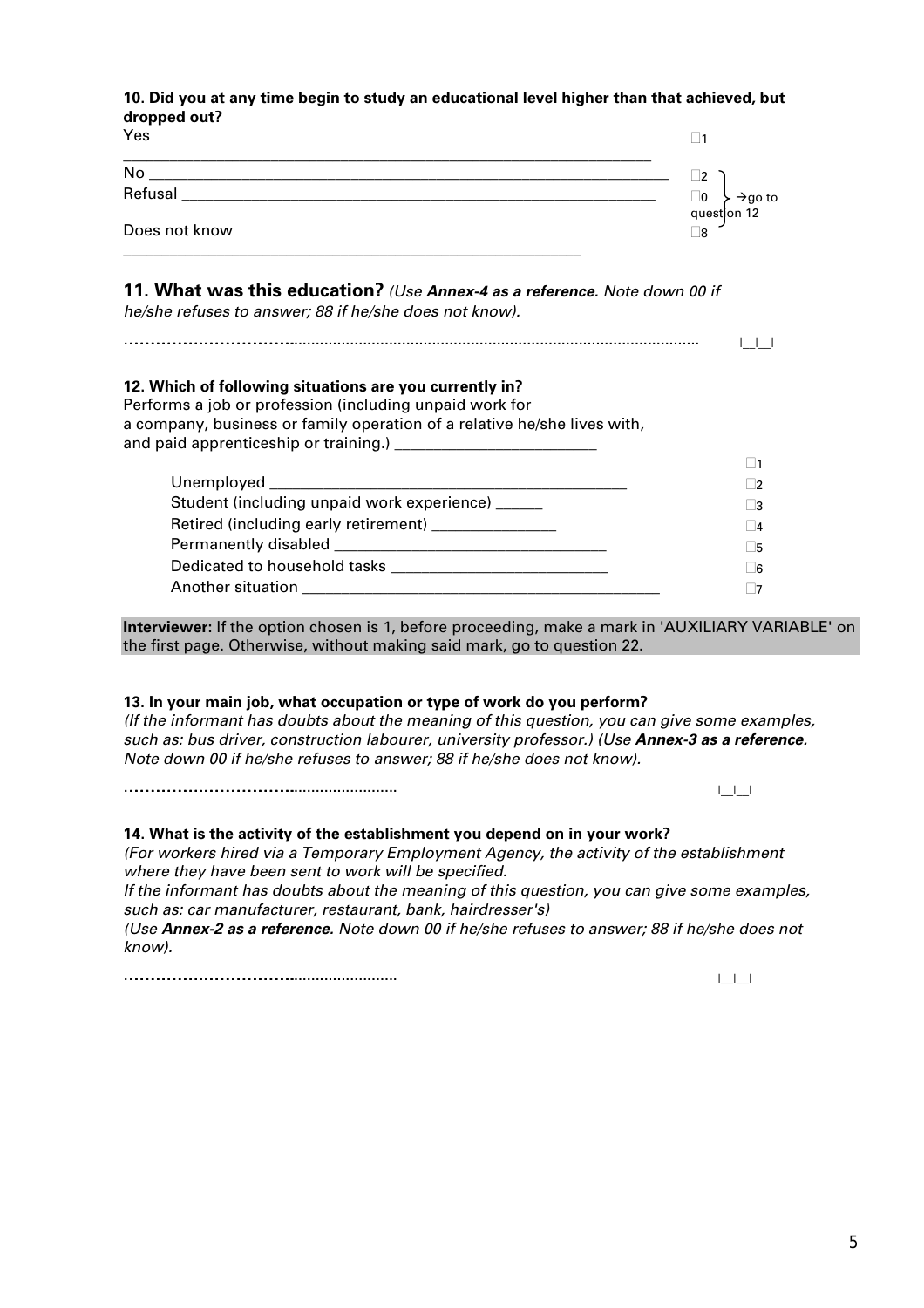**10. Did you at any time begin to study an educational level higher than that achieved, but dropped out?**

| | |
|---|---|
| Yes | ☐1 |
| No | ☐2 → go to question 12 |
| Refusal | ☐0 → go to question 12 |
| Does not know | ☐8 → go to question 12 |

### 11. What was this education? *(Use **Annex-4 as a reference.** Note down 00 if he/she refuses to answer; 88 if he/she does not know).*

………………………….............................................................................................. |__|__|

**12. Which of following situations are you currently in?**

| | |
|---|---|
| Performs a job or profession (including unpaid work for a company, business or family operation of a relative he/she lives with, and paid apprenticeship or training.) | ☐1 |
| Unemployed | ☐2 |
| Student (including unpaid work experience) | ☐3 |
| Retired (including early retirement) | ☐4 |
| Permanently disabled | ☐5 |
| Dedicated to household tasks | ☐6 |
| Another situation | ☐7 |

**Interviewer:** If the option chosen is 1, before proceeding, make a mark in 'AUXILIARY VARIABLE' on the first page. Otherwise, without making said mark, go to question 22.

**13. In your main job, what occupation or type of work do you perform?**
*(If the informant has doubts about the meaning of this question, you can give some examples, such as: bus driver, construction labourer, university professor.) (Use **Annex-3 as a reference.** Note down 00 if he/she refuses to answer; 88 if he/she does not know).*

…………………………......................... |__|__|

**14. What is the activity of the establishment you depend on in your work?**
*(For workers hired via a Temporary Employment Agency, the activity of the establishment where they have been sent to work will be specified.*
*If the informant has doubts about the meaning of this question, you can give some examples, such as: car manufacturer, restaurant, bank, hairdresser's)*
*(Use **Annex-2 as a reference.** Note down 00 if he/she refuses to answer; 88 if he/she does not know).*

…………………………......................... |__|__|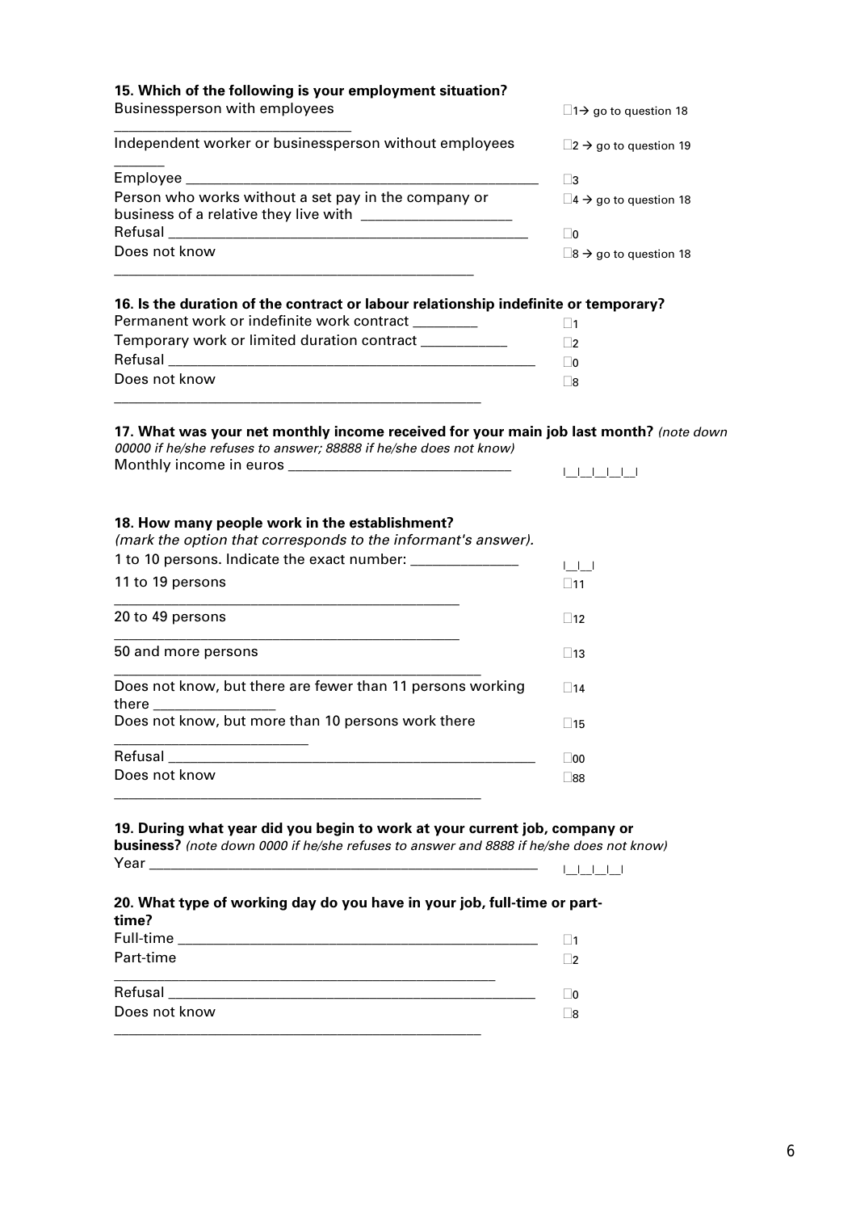**15. Which of the following is your employment situation?**

| | |
|---|---|
| Businessperson with employees | □1→ go to question 18 |
| Independent worker or businessperson without employees | □2 → go to question 19 |
| Employee | □3 |
| Person who works without a set pay in the company or business of a relative they live with | □4 → go to question 18 |
| Refusal | □0 |
| Does not know | □8 → go to question 18 |

**16. Is the duration of the contract or labour relationship indefinite or temporary?**

| | |
|---|---|
| Permanent work or indefinite work contract | □1 |
| Temporary work or limited duration contract | □2 |
| Refusal | □0 |
| Does not know | □8 |

**17. What was your net monthly income received for your main job last month?** *(note down 00000 if he/she refuses to answer; 88888 if he/she does not know)*

| | |
|---|---|
| Monthly income in euros | \|\_\_\|\_\_\|\_\_\|\_\_\|\_\_\| |

**18. How many people work in the establishment?**
*(mark the option that corresponds to the informant's answer).*

| | |
|---|---|
| 1 to 10 persons. Indicate the exact number: | \|\_\_\|\_\_\| |
| 11 to 19 persons | □11 |
| 20 to 49 persons | □12 |
| 50 and more persons | □13 |
| Does not know, but there are fewer than 11 persons working there | □14 |
| Does not know, but more than 10 persons work there | □15 |
| Refusal | □00 |
| Does not know | □88 |

**19. During what year did you begin to work at your current job, company or business?** *(note down 0000 if he/she refuses to answer and 8888 if he/she does not know)*

| | |
|---|---|
| Year | \|\_\_\|\_\_\|\_\_\|\_\_\| |

**20. What type of working day do you have in your job, full-time or part-time?**

| | |
|---|---|
| Full-time | □1 |
| Part-time | □2 |
| Refusal | □0 |
| Does not know | □8 |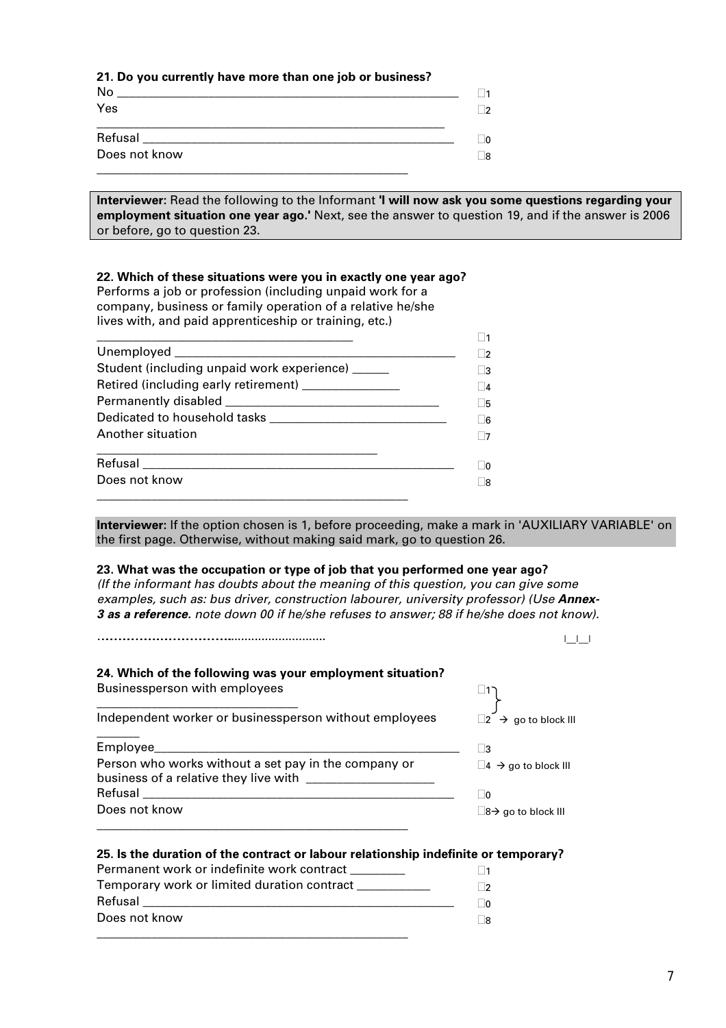**21. Do you currently have more than one job or business?**

| | |
|---|---|
| No | ☐1 |
| Yes | ☐2 |
| Refusal | ☐0 |
| Does not know | ☐8 |

> **Interviewer:** Read the following to the Informant **'I will now ask you some questions regarding your employment situation one year ago.'** Next, see the answer to question 19, and if the answer is 2006 or before, go to question 23.

**22. Which of these situations were you in exactly one year ago?**

| | |
|---|---|
| Performs a job or profession (including unpaid work for a company, business or family operation of a relative he/she lives with, and paid apprenticeship or training, etc.) | ☐1 |
| Unemployed | ☐2 |
| Student (including unpaid work experience) | ☐3 |
| Retired (including early retirement) | ☐4 |
| Permanently disabled | ☐5 |
| Dedicated to household tasks | ☐6 |
| Another situation | ☐7 |
| Refusal | ☐0 |
| Does not know | ☐8 |

> **Interviewer:** If the option chosen is 1, before proceeding, make a mark in 'AUXILIARY VARIABLE' on the first page. Otherwise, without making said mark, go to question 26.

**23. What was the occupation or type of job that you performed one year ago?**
*(If the informant has doubts about the meaning of this question, you can give some examples, such as: bus driver, construction labourer, university professor) (Use **Annex-3 as a reference.** note down 00 if he/she refuses to answer; 88 if he/she does not know).*

………………………….......................... |__|__|

**24. Which of the following was your employment situation?**

| | |
|---|---|
| Businessperson with employees | ☐1 } |
| Independent worker or businessperson without employees | ☐2 } → go to block III |
| Employee | ☐3 |
| Person who works without a set pay in the company or business of a relative they live with | ☐4 → go to block III |
| Refusal | ☐0 |
| Does not know | ☐8 → go to block III |

**25. Is the duration of the contract or labour relationship indefinite or temporary?**

| | |
|---|---|
| Permanent work or indefinite work contract | ☐1 |
| Temporary work or limited duration contract | ☐2 |
| Refusal | ☐0 |
| Does not know | ☐8 |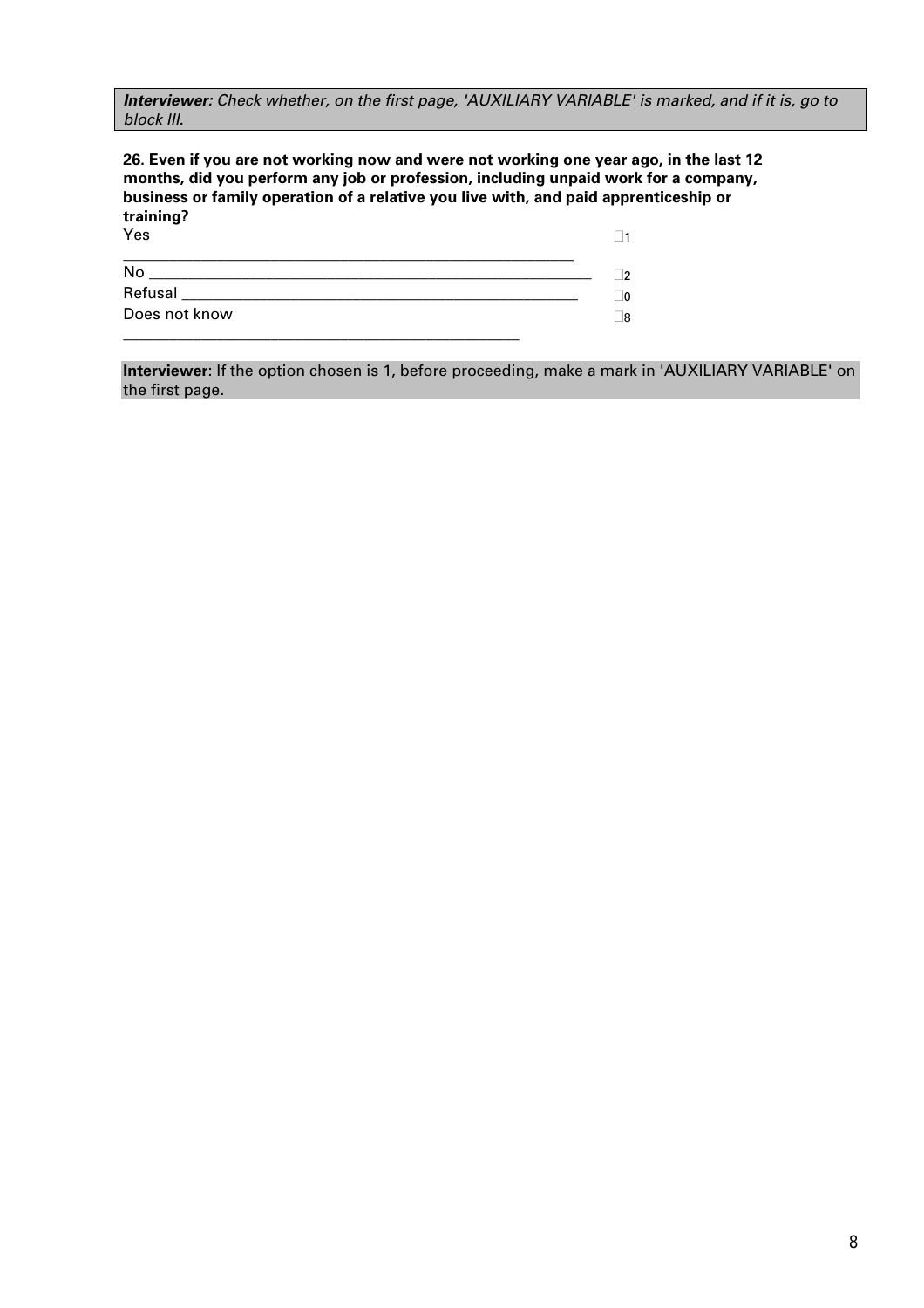***Interviewer:*** *Check whether, on the first page, 'AUXILIARY VARIABLE' is marked, and if it is, go to block III.*

**26. Even if you are not working now and were not working one year ago, in the last 12 months, did you perform any job or profession, including unpaid work for a company, business or family operation of a relative you live with, and paid apprenticeship or training?**

| | |
|---|---|
| Yes | ☐1 |
| No | ☐2 |
| Refusal | ☐0 |
| Does not know | ☐8 |

**Interviewer**: If the option chosen is 1, before proceeding, make a mark in 'AUXILIARY VARIABLE' on the first page.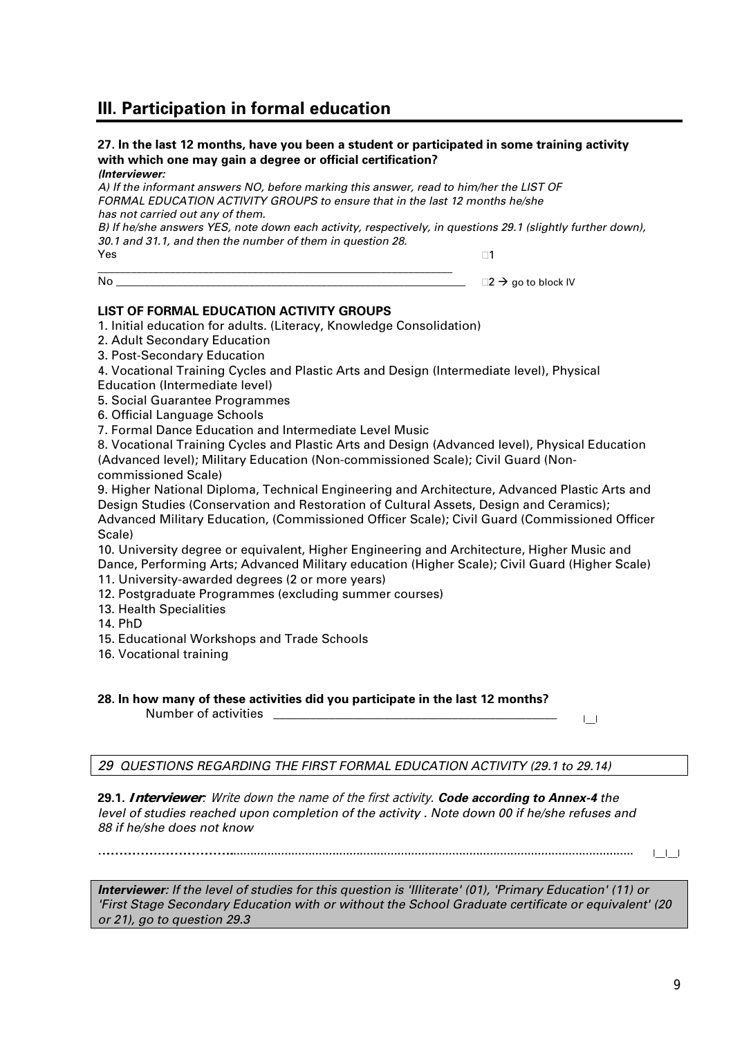## III. Participation in formal education

**27. In the last 12 months, have you been a student or participated in some training activity with which one may gain a degree or official certification?**

***(Interviewer:***

*A) If the informant answers NO, before marking this answer, read to him/her the LIST OF FORMAL EDUCATION ACTIVITY GROUPS to ensure that in the last 12 months he/she has not carried out any of them.*

*B) If he/she answers YES, note down each activity, respectively, in questions 29.1 (slightly further down), 30.1 and 31.1, and then the number of them in question 28.*

Yes ________________________________________ □1

No ________________________________________ □2 → go to block IV

**LIST OF FORMAL EDUCATION ACTIVITY GROUPS**

1. Initial education for adults. (Literacy, Knowledge Consolidation)
2. Adult Secondary Education
3. Post-Secondary Education
4. Vocational Training Cycles and Plastic Arts and Design (Intermediate level), Physical Education (Intermediate level)
5. Social Guarantee Programmes
6. Official Language Schools
7. Formal Dance Education and Intermediate Level Music
8. Vocational Training Cycles and Plastic Arts and Design (Advanced level), Physical Education (Advanced level); Military Education (Non-commissioned Scale); Civil Guard (Non-commissioned Scale)
9. Higher National Diploma, Technical Engineering and Architecture, Advanced Plastic Arts and Design Studies (Conservation and Restoration of Cultural Assets, Design and Ceramics); Advanced Military Education, (Commissioned Officer Scale); Civil Guard (Commissioned Officer Scale)
10. University degree or equivalent, Higher Engineering and Architecture, Higher Music and Dance, Performing Arts; Advanced Military education (Higher Scale); Civil Guard (Higher Scale)
11. University-awarded degrees (2 or more years)
12. Postgraduate Programmes (excluding summer courses)
13. Health Specialities
14. PhD
15. Educational Workshops and Trade Schools
16. Vocational training

**28. In how many of these activities did you participate in the last 12 months?**

Number of activities ________________________________________ |__|

*29 QUESTIONS REGARDING THE FIRST FORMAL EDUCATION ACTIVITY (29.1 to 29.14)*

**29.1.** ***Interviewer****: Write down the name of the first activity.* ***Code according to Annex-4*** *the level of studies reached upon completion of the activity . Note down 00 if he/she refuses and 88 if he/she does not know*

…………………………………………………………………………………………………………… |__|__|

***Interviewer****: If the level of studies for this question is 'Illiterate' (01), 'Primary Education' (11) or 'First Stage Secondary Education with or without the School Graduate certificate or equivalent' (20 or 21), go to question 29.3*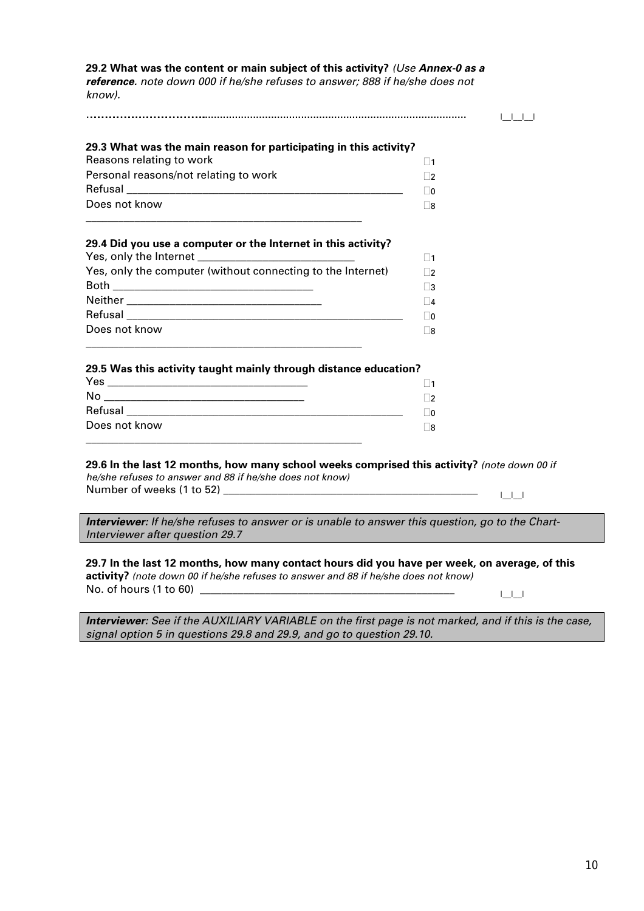**29.2 What was the content or main subject of this activity?** *(Use **Annex-0 as a reference**. note down 000 if he/she refuses to answer; 888 if he/she does not know).*

……………………………………………………………………………………… |__|__|__|

**29.3 What was the main reason for participating in this activity?**

| | |
|---|---|
| Reasons relating to work | ☐1 |
| Personal reasons/not relating to work | ☐2 |
| Refusal | ☐0 |
| Does not know | ☐8 |

**29.4 Did you use a computer or the Internet in this activity?**

| | |
|---|---|
| Yes, only the Internet | ☐1 |
| Yes, only the computer (without connecting to the Internet) | ☐2 |
| Both | ☐3 |
| Neither | ☐4 |
| Refusal | ☐0 |
| Does not know | ☐8 |

**29.5 Was this activity taught mainly through distance education?**

| | |
|---|---|
| Yes | ☐1 |
| No | ☐2 |
| Refusal | ☐0 |
| Does not know | ☐8 |

**29.6 In the last 12 months, how many school weeks comprised this activity?** *(note down 00 if he/she refuses to answer and 88 if he/she does not know)*
Number of weeks (1 to 52) ________________ |__|__|

> ***Interviewer:** If he/she refuses to answer or is unable to answer this question, go to the Chart-Interviewer after question 29.7*

**29.7 In the last 12 months, how many contact hours did you have per week, on average, of this activity?** *(note down 00 if he/she refuses to answer and 88 if he/she does not know)*
No. of hours (1 to 60) ________________ |__|__|

> ***Interviewer:** See if the AUXILIARY VARIABLE on the first page is not marked, and if this is the case, signal option 5 in questions 29.8 and 29.9, and go to question 29.10.*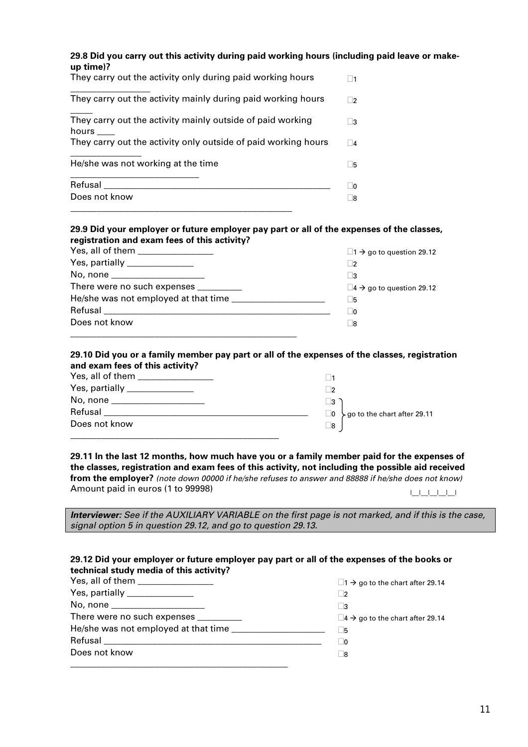**29.8 Did you carry out this activity during paid working hours (including paid leave or make-up time)?**

| | |
|---|---|
| They carry out the activity only during paid working hours | ☐1 |
| They carry out the activity mainly during paid working hours | ☐2 |
| They carry out the activity mainly outside of paid working hours | ☐3 |
| They carry out the activity only outside of paid working hours | ☐4 |
| He/she was not working at the time | ☐5 |
| Refusal | ☐0 |
| Does not know | ☐8 |

**29.9 Did your employer or future employer pay part or all of the expenses of the classes, registration and exam fees of this activity?**

| | |
|---|---|
| Yes, all of them | ☐1 → go to question 29.12 |
| Yes, partially | ☐2 |
| No, none | ☐3 |
| There were no such expenses | ☐4 → go to question 29.12 |
| He/she was not employed at that time | ☐5 |
| Refusal | ☐0 |
| Does not know | ☐8 |

**29.10 Did you or a family member pay part or all of the expenses of the classes, registration and exam fees of this activity?**

| | |
|---|---|
| Yes, all of them | ☐1 |
| Yes, partially | ☐2 |
| No, none | ☐3 } go to the chart after 29.11 |
| Refusal | ☐0 } go to the chart after 29.11 |
| Does not know | ☐8 } go to the chart after 29.11 |

**29.11 In the last 12 months, how much have you or a family member paid for the expenses of the classes, registration and exam fees of this activity, not including the possible aid received from the employer?** *(note down 00000 if he/she refuses to answer and 88888 if he/she does not know)*

Amount paid in euros (1 to 99998) |__|__|__|__|__|

> ***Interviewer:*** *See if the AUXILIARY VARIABLE on the first page is not marked, and if this is the case, signal option 5 in question 29.12, and go to question 29.13.*

**29.12 Did your employer or future employer pay part or all of the expenses of the books or technical study media of this activity?**

| | |
|---|---|
| Yes, all of them | ☐1 → go to the chart after 29.14 |
| Yes, partially | ☐2 |
| No, none | ☐3 |
| There were no such expenses | ☐4 → go to the chart after 29.14 |
| He/she was not employed at that time | ☐5 |
| Refusal | ☐0 |
| Does not know | ☐8 |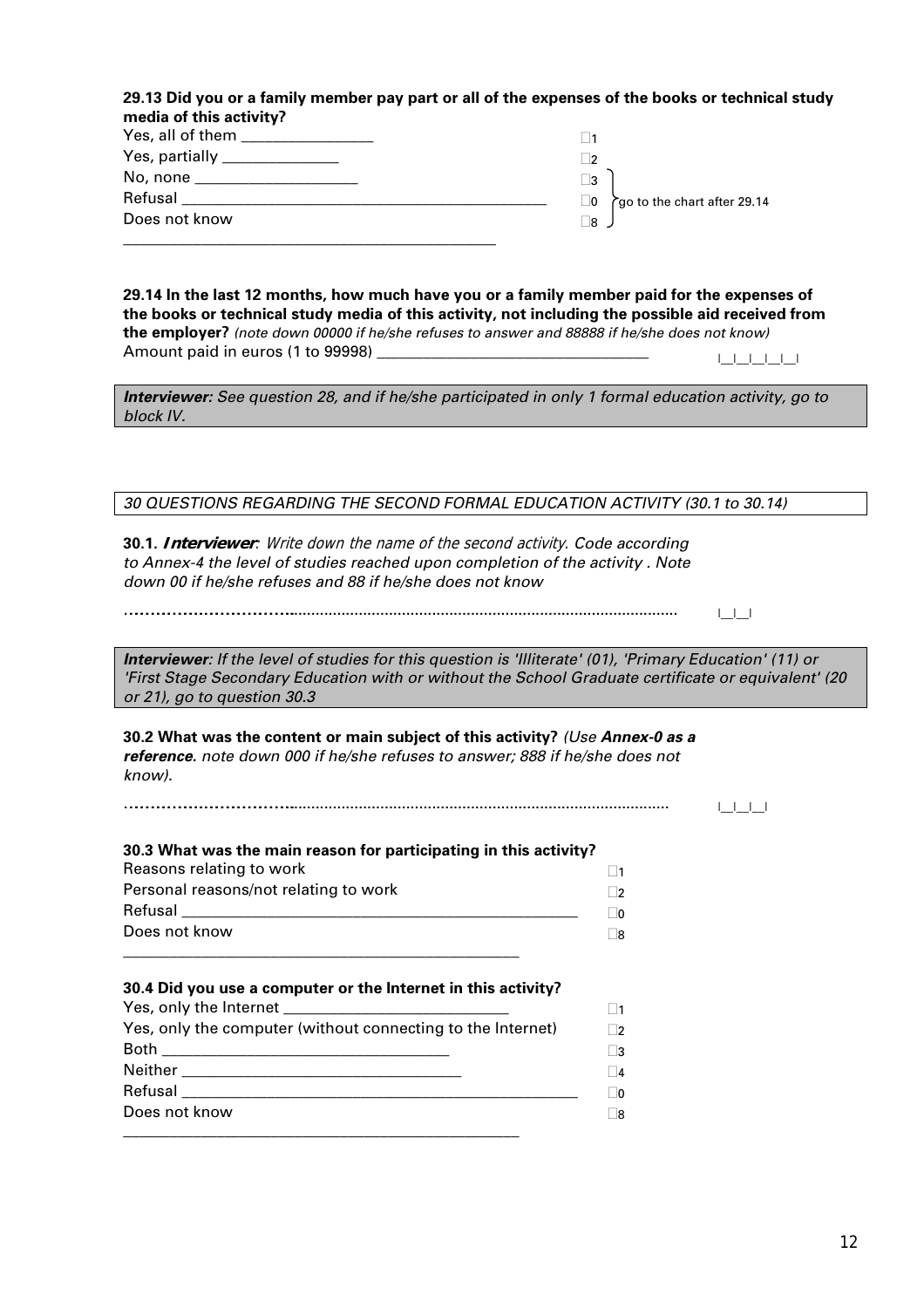**29.13 Did you or a family member pay part or all of the expenses of the books or technical study media of this activity?**

| | | |
|---|---|---|
| Yes, all of them ________________ | ☐1 | |
| Yes, partially ______________ | ☐2 | |
| No, none ____________________ | ☐3 | go to the chart after 29.14 |
| Refusal _______________________________________________ | ☐0 | go to the chart after 29.14 |
| Does not know _______________________________________________ | ☐8 | go to the chart after 29.14 |

**29.14 In the last 12 months, how much have you or a family member paid for the expenses of the books or technical study media of this activity, not including the possible aid received from the employer?** *(note down 00000 if he/she refuses to answer and 88888 if he/she does not know)*

Amount paid in euros (1 to 99998) __________________________________ |__|__|__|__|__|

> ***Interviewer:*** *See question 28, and if he/she participated in only 1 formal education activity, go to block IV.*

*30 QUESTIONS REGARDING THE SECOND FORMAL EDUCATION ACTIVITY (30.1 to 30.14)*

**30.1.** ***Interviewer***: *Write down the name of the second activity. Code according to Annex-4 the level of studies reached upon completion of the activity . Note down 00 if he/she refuses and 88 if he/she does not know*

…………………………........................................................................................ |__|__|

> ***Interviewer****: If the level of studies for this question is 'Illiterate' (01), 'Primary Education' (11) or 'First Stage Secondary Education with or without the School Graduate certificate or equivalent' (20 or 21), go to question 30.3*

**30.2 What was the content or main subject of this activity?** *(Use* ***Annex-0 as a reference****. note down 000 if he/she refuses to answer; 888 if he/she does not know).*

…………………………...................................................................................... |__|__|__|

**30.3 What was the main reason for participating in this activity?**

| | |
|---|---|
| Reasons relating to work | ☐1 |
| Personal reasons/not relating to work | ☐2 |
| Refusal ___________________________________________________ | ☐0 |
| Does not know ___________________________________________________ | ☐8 |

**30.4 Did you use a computer or the Internet in this activity?**

| | |
|---|---|
| Yes, only the Internet ____________________________ | ☐1 |
| Yes, only the computer (without connecting to the Internet) | ☐2 |
| Both __________________________________ | ☐3 |
| Neither __________________________________ | ☐4 |
| Refusal ___________________________________________________ | ☐0 |
| Does not know ___________________________________________________ | ☐8 |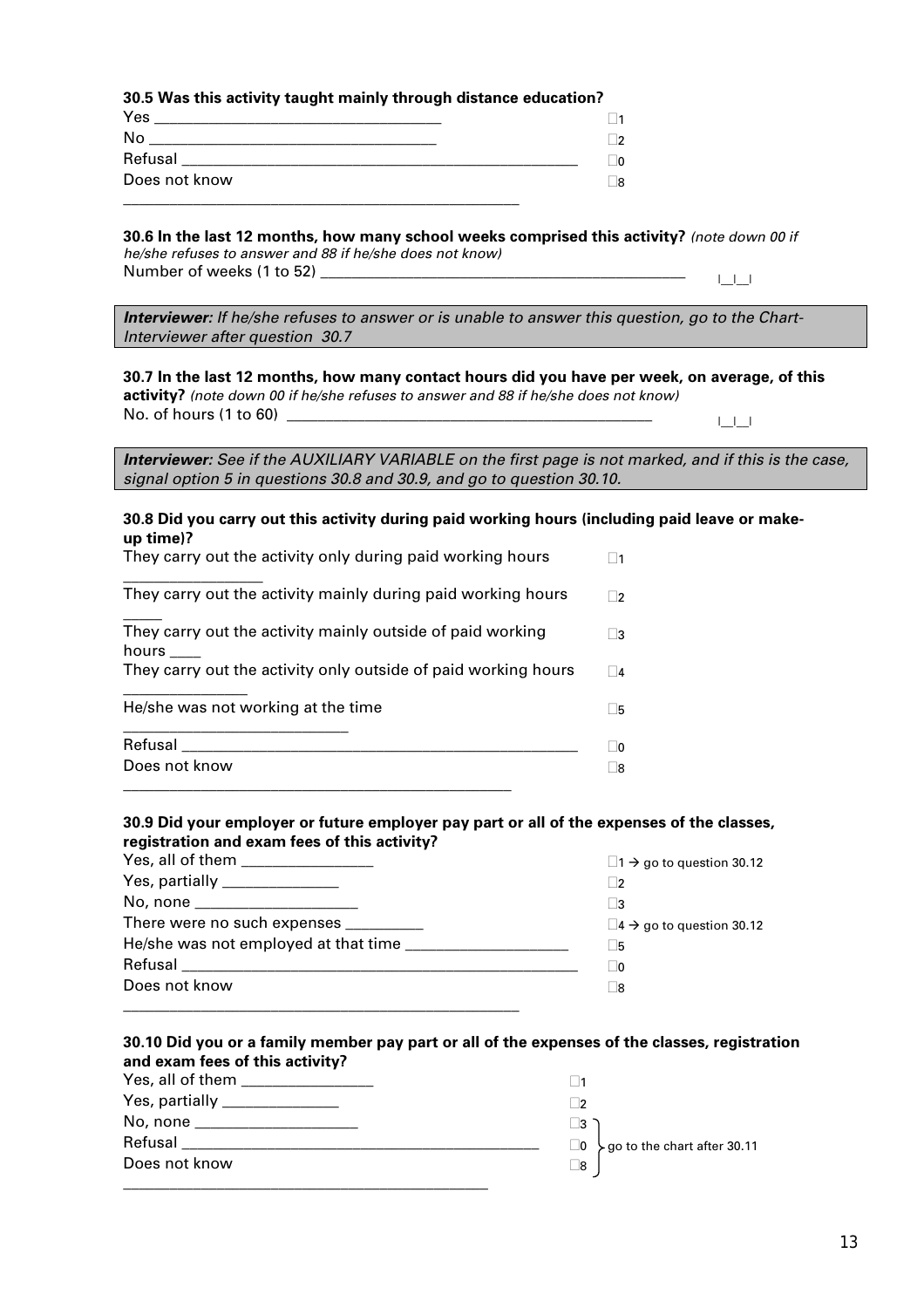**30.5 Was this activity taught mainly through distance education?**

| | |
|---|---|
| Yes | ☐1 |
| No | ☐2 |
| Refusal | ☐0 |
| Does not know | ☐8 |

**30.6 In the last 12 months, how many school weeks comprised this activity?** *(note down 00 if he/she refuses to answer and 88 if he/she does not know)*

Number of weeks (1 to 52) ____________________ |__|__|

> ***Interviewer:*** *If he/she refuses to answer or is unable to answer this question, go to the Chart-Interviewer after question 30.7*

**30.7 In the last 12 months, how many contact hours did you have per week, on average, of this activity?** *(note down 00 if he/she refuses to answer and 88 if he/she does not know)*

No. of hours (1 to 60) ____________________ |__|__|

> ***Interviewer:*** *See if the AUXILIARY VARIABLE on the first page is not marked, and if this is the case, signal option 5 in questions 30.8 and 30.9, and go to question 30.10.*

**30.8 Did you carry out this activity during paid working hours (including paid leave or make-up time)?**

| | |
|---|---|
| They carry out the activity only during paid working hours | ☐1 |
| They carry out the activity mainly during paid working hours | ☐2 |
| They carry out the activity mainly outside of paid working hours | ☐3 |
| They carry out the activity only outside of paid working hours | ☐4 |
| He/she was not working at the time | ☐5 |
| Refusal | ☐0 |
| Does not know | ☐8 |

**30.9 Did your employer or future employer pay part or all of the expenses of the classes, registration and exam fees of this activity?**

| | |
|---|---|
| Yes, all of them | ☐1 → go to question 30.12 |
| Yes, partially | ☐2 |
| No, none | ☐3 |
| There were no such expenses | ☐4 → go to question 30.12 |
| He/she was not employed at that time | ☐5 |
| Refusal | ☐0 |
| Does not know | ☐8 |

**30.10 Did you or a family member pay part or all of the expenses of the classes, registration and exam fees of this activity?**

| | |
|---|---|
| Yes, all of them | ☐1 |
| Yes, partially | ☐2 |
| No, none | ☐3 } go to the chart after 30.11 |
| Refusal | ☐0 } go to the chart after 30.11 |
| Does not know | ☐8 } go to the chart after 30.11 |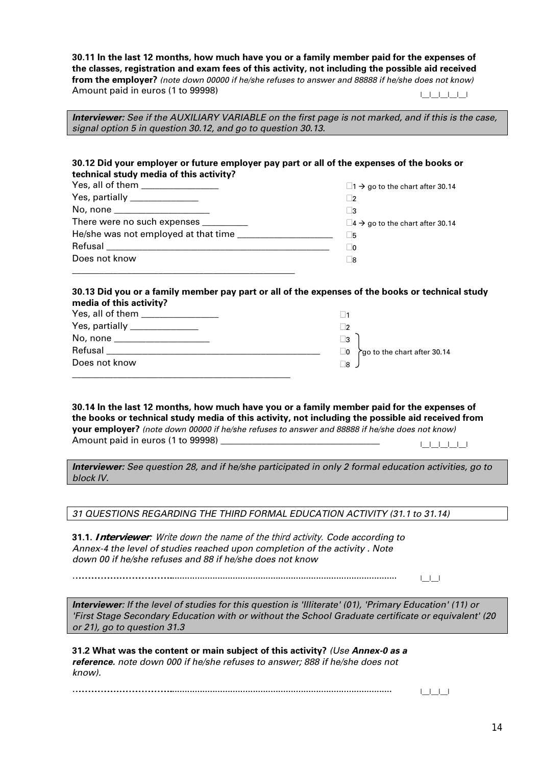**30.11 In the last 12 months, how much have you or a family member paid for the expenses of the classes, registration and exam fees of this activity, not including the possible aid received from the employer?** *(note down 00000 if he/she refuses to answer and 88888 if he/she does not know)*
Amount paid in euros (1 to 99998) |__|__|__|__|__|

***Interviewer:*** *See if the AUXILIARY VARIABLE on the first page is not marked, and if this is the case, signal option 5 in question 30.12, and go to question 30.13.*

**30.12 Did your employer or future employer pay part or all of the expenses of the books or technical study media of this activity?**

| | |
|---|---|
| Yes, all of them ________________ | ☐1 → go to the chart after 30.14 |
| Yes, partially ______________ | ☐2 |
| No, none ___________________ | ☐3 |
| There were no such expenses _________ | ☐4 → go to the chart after 30.14 |
| He/she was not employed at that time ___________________ | ☐5 |
| Refusal ______________________________________________ | ☐0 |
| Does not know | ☐8 |

**30.13 Did you or a family member pay part or all of the expenses of the books or technical study media of this activity?**

| | |
|---|---|
| Yes, all of them ________________ | ☐1 |
| Yes, partially ______________ | ☐2 |
| No, none ___________________ | ☐3 go to the chart after 30.14 |
| Refusal ____________________________________________ | ☐0 go to the chart after 30.14 |
| Does not know | ☐8 go to the chart after 30.14 |

**30.14 In the last 12 months, how much have you or a family member paid for the expenses of the books or technical study media of this activity, not including the possible aid received from your employer?** *(note down 00000 if he/she refuses to answer and 88888 if he/she does not know)*
Amount paid in euros (1 to 99998) ________________________________ |__|__|__|__|__|

***Interviewer:*** *See question 28, and if he/she participated in only 2 formal education activities, go to block IV.*

*31 QUESTIONS REGARDING THE THIRD FORMAL EDUCATION ACTIVITY (31.1 to 31.14)*

**31.1. *Interviewer*:** *Write down the name of the third activity. Code according to Annex-4 the level of studies reached upon completion of the activity . Note down 00 if he/she refuses and 88 if he/she does not know*

……………………………………………………………………………………………………… |__|__|

***Interviewer***: *If the level of studies for this question is 'Illiterate' (01), 'Primary Education' (11) or 'First Stage Secondary Education with or without the School Graduate certificate or equivalent' (20 or 21), go to question 31.3*

**31.2 What was the content or main subject of this activity?** *(Use* ***Annex-0 as a reference****. note down 000 if he/she refuses to answer; 888 if he/she does not know).*

……………………………………………………………………………………………………… |__|__|__|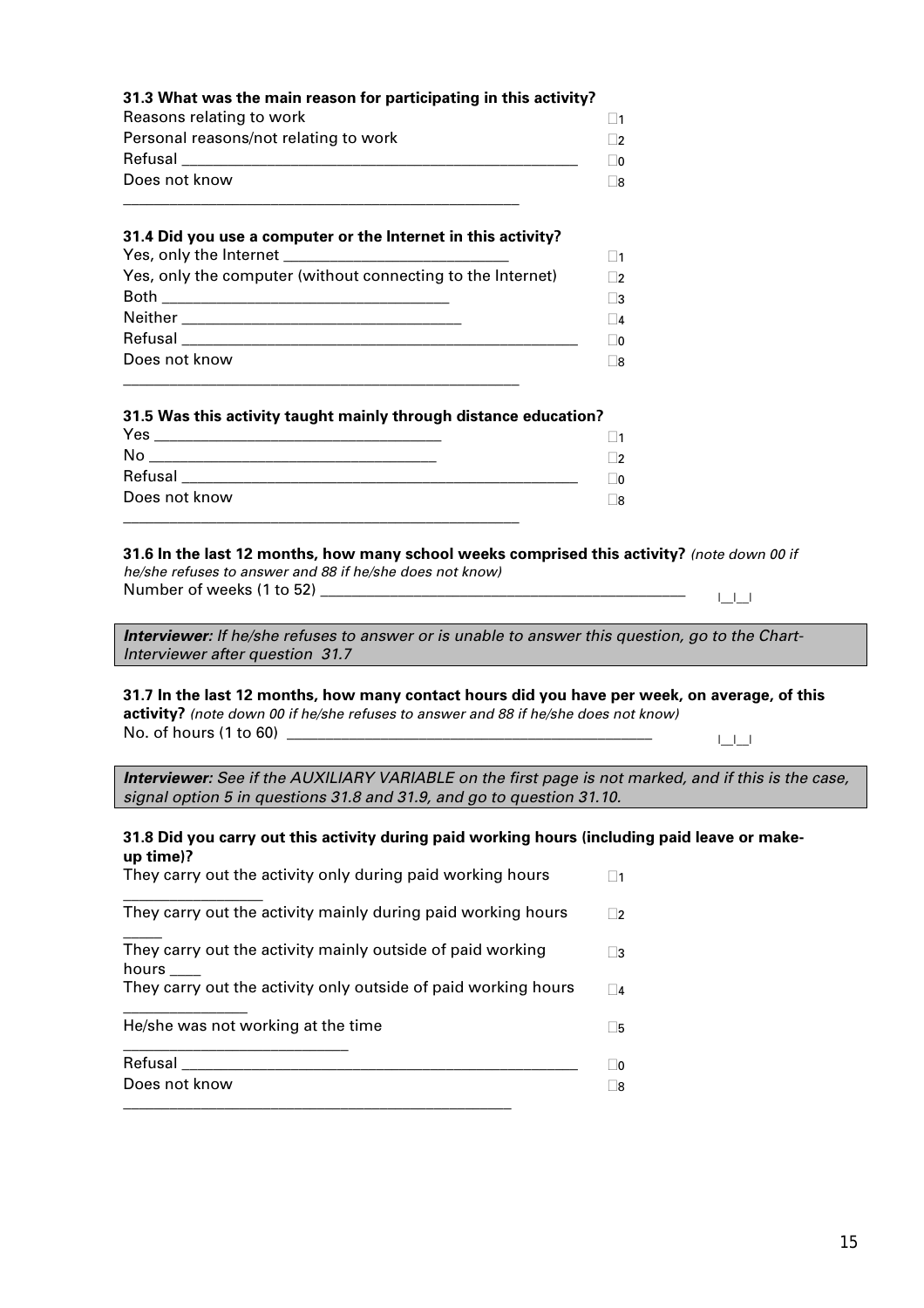**31.3 What was the main reason for participating in this activity?**

| | |
|---|---|
| Reasons relating to work | □1 |
| Personal reasons/not relating to work | □2 |
| Refusal | □0 |
| Does not know | □8 |

**31.4 Did you use a computer or the Internet in this activity?**

| | |
|---|---|
| Yes, only the Internet | □1 |
| Yes, only the computer (without connecting to the Internet) | □2 |
| Both | □3 |
| Neither | □4 |
| Refusal | □0 |
| Does not know | □8 |

**31.5 Was this activity taught mainly through distance education?**

| | |
|---|---|
| Yes | □1 |
| No | □2 |
| Refusal | □0 |
| Does not know | □8 |

**31.6 In the last 12 months, how many school weeks comprised this activity?** *(note down 00 if he/she refuses to answer and 88 if he/she does not know)*

Number of weeks (1 to 52) ____ |__|__|

> ***Interviewer:*** *If he/she refuses to answer or is unable to answer this question, go to the Chart-Interviewer after question 31.7*

**31.7 In the last 12 months, how many contact hours did you have per week, on average, of this activity?** *(note down 00 if he/she refuses to answer and 88 if he/she does not know)*

No. of hours (1 to 60) ____ |__|__|

> ***Interviewer:*** *See if the AUXILIARY VARIABLE on the first page is not marked, and if this is the case, signal option 5 in questions 31.8 and 31.9, and go to question 31.10.*

**31.8 Did you carry out this activity during paid working hours (including paid leave or make-up time)?**

| | |
|---|---|
| They carry out the activity only during paid working hours | □1 |
| They carry out the activity mainly during paid working hours | □2 |
| They carry out the activity mainly outside of paid working hours | □3 |
| They carry out the activity only outside of paid working hours | □4 |
| He/she was not working at the time | □5 |
| Refusal | □0 |
| Does not know | □8 |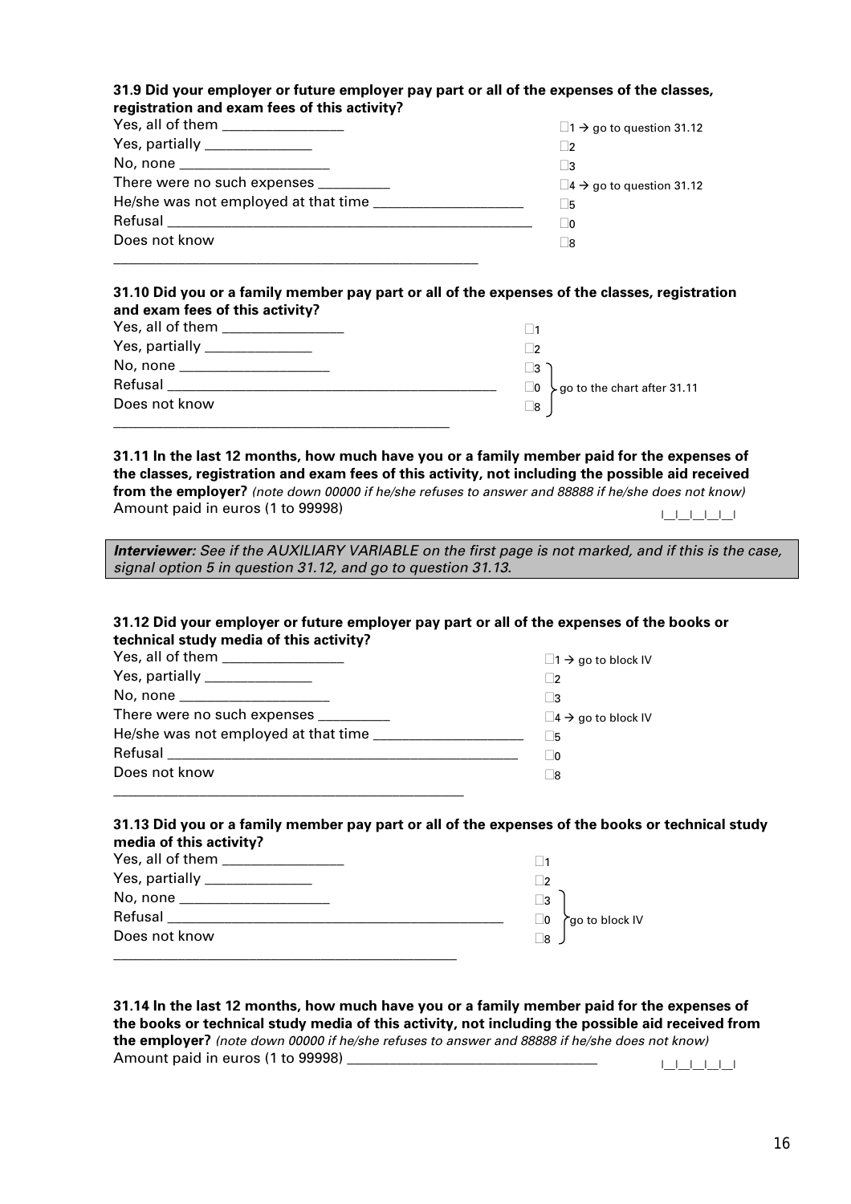**31.9 Did your employer or future employer pay part or all of the expenses of the classes, registration and exam fees of this activity?**

| | |
|---|---|
| Yes, all of them | ☐1 → go to question 31.12 |
| Yes, partially | ☐2 |
| No, none | ☐3 |
| There were no such expenses | ☐4 → go to question 31.12 |
| He/she was not employed at that time | ☐5 |
| Refusal | ☐0 |
| Does not know | ☐8 |

**31.10 Did you or a family member pay part or all of the expenses of the classes, registration and exam fees of this activity?**

| | |
|---|---|
| Yes, all of them | ☐1 |
| Yes, partially | ☐2 |
| No, none | ☐3 } go to the chart after 31.11 |
| Refusal | ☐0 } go to the chart after 31.11 |
| Does not know | ☐8 } go to the chart after 31.11 |

**31.11 In the last 12 months, how much have you or a family member paid for the expenses of the classes, registration and exam fees of this activity, not including the possible aid received from the employer?** *(note down 00000 if he/she refuses to answer and 88888 if he/she does not know)*

Amount paid in euros (1 to 99998) |__|__|__|__|__|

***Interviewer:*** *See if the AUXILIARY VARIABLE on the first page is not marked, and if this is the case, signal option 5 in question 31.12, and go to question 31.13.*

**31.12 Did your employer or future employer pay part or all of the expenses of the books or technical study media of this activity?**

| | |
|---|---|
| Yes, all of them | ☐1 → go to block IV |
| Yes, partially | ☐2 |
| No, none | ☐3 |
| There were no such expenses | ☐4 → go to block IV |
| He/she was not employed at that time | ☐5 |
| Refusal | ☐0 |
| Does not know | ☐8 |

**31.13 Did you or a family member pay part or all of the expenses of the books or technical study media of this activity?**

| | |
|---|---|
| Yes, all of them | ☐1 |
| Yes, partially | ☐2 |
| No, none | ☐3 } go to block IV |
| Refusal | ☐0 } go to block IV |
| Does not know | ☐8 } go to block IV |

**31.14 In the last 12 months, how much have you or a family member paid for the expenses of the books or technical study media of this activity, not including the possible aid received from the employer?** *(note down 00000 if he/she refuses to answer and 88888 if he/she does not know)*

Amount paid in euros (1 to 99998) |__|__|__|__|__|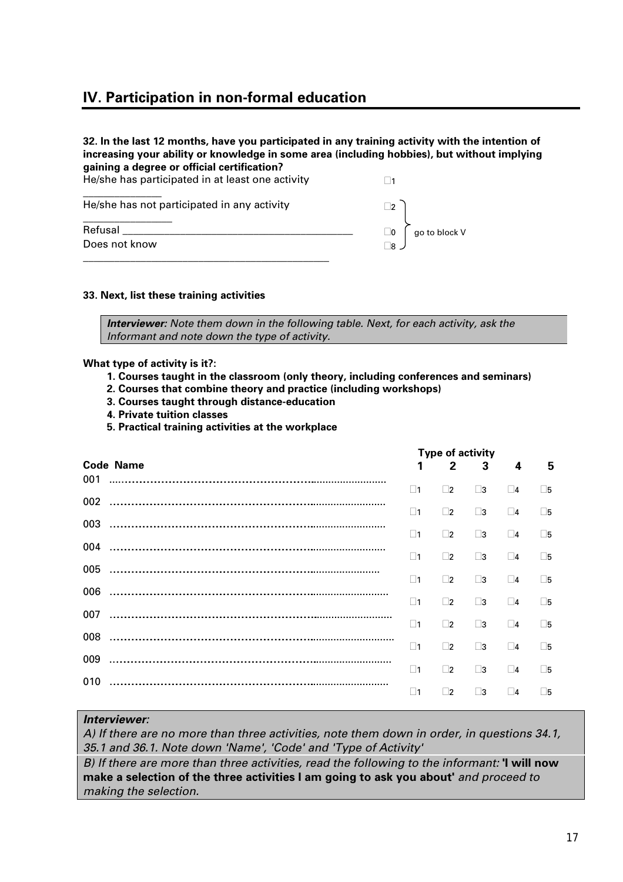## IV. Participation in non-formal education

**32. In the last 12 months, have you participated in any training activity with the intention of increasing your ability or knowledge in some area (including hobbies), but without implying gaining a degree or official certification?**

| | | |
|---|---|---|
| He/she has participated in at least one activity | ☐1 | |
| He/she has not participated in any activity | ☐2 | go to block V |
| Refusal | ☐0 | go to block V |
| Does not know | ☐8 | go to block V |

**33. Next, list these training activities**

> ***Interviewer:*** *Note them down in the following table. Next, for each activity, ask the Informant and note down the type of activity.*

**What type of activity is it?:**

1. **Courses taught in the classroom (only theory, including conferences and seminars)**
2. **Courses that combine theory and practice (including workshops)**
3. **Courses taught through distance-education**
4. **Private tuition classes**
5. **Practical training activities at the workplace**

| Code | Name | Type of activity 1 | 2 | 3 | 4 | 5 |
|---|---|---|---|---|---|---|
| 001 | ……………………………… | ☐1 | ☐2 | ☐3 | ☐4 | ☐5 |
| 002 | ……………………………… | ☐1 | ☐2 | ☐3 | ☐4 | ☐5 |
| 003 | ……………………………… | ☐1 | ☐2 | ☐3 | ☐4 | ☐5 |
| 004 | ……………………………… | ☐1 | ☐2 | ☐3 | ☐4 | ☐5 |
| 005 | ……………………………… | ☐1 | ☐2 | ☐3 | ☐4 | ☐5 |
| 006 | ……………………………… | ☐1 | ☐2 | ☐3 | ☐4 | ☐5 |
| 007 | ……………………………… | ☐1 | ☐2 | ☐3 | ☐4 | ☐5 |
| 008 | ……………………………… | ☐1 | ☐2 | ☐3 | ☐4 | ☐5 |
| 009 | ……………………………… | ☐1 | ☐2 | ☐3 | ☐4 | ☐5 |
| 010 | ……………………………… | ☐1 | ☐2 | ☐3 | ☐4 | ☐5 |

> ***Interviewer****:*
>
> *A) If there are no more than three activities, note them down in order, in questions 34.1, 35.1 and 36.1. Note down 'Name', 'Code' and 'Type of Activity'*
>
> *B) If there are more than three activities, read the following to the informant:* **'I will now make a selection of the three activities I am going to ask you about'** *and proceed to making the selection.*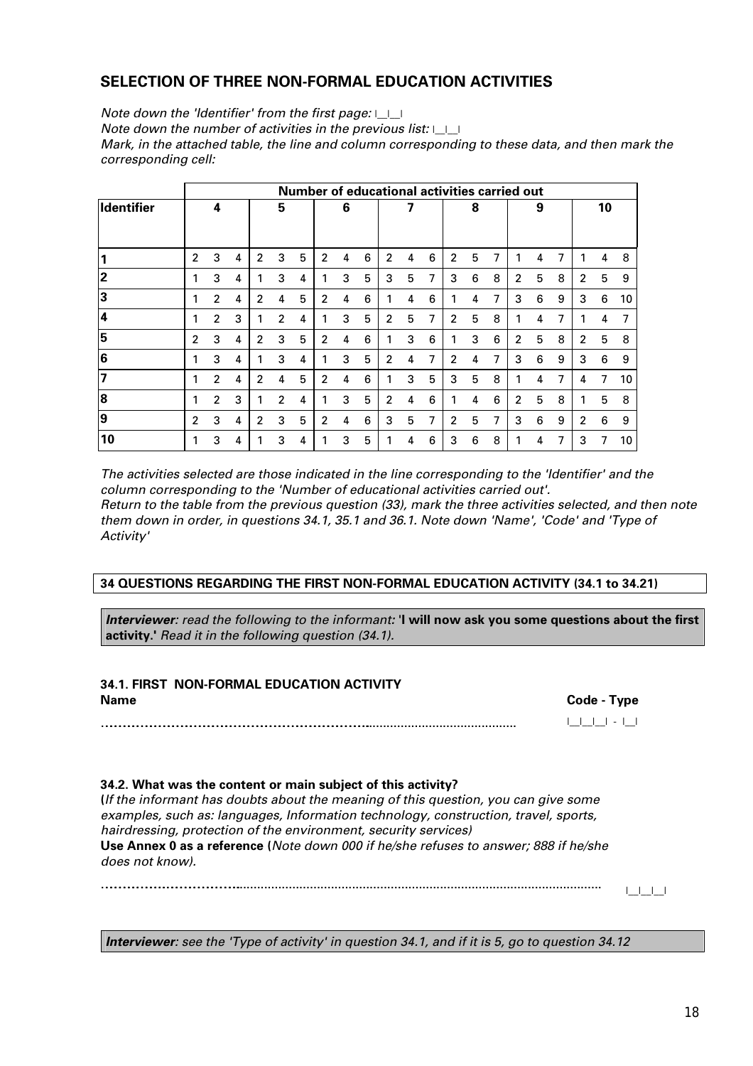## SELECTION OF THREE NON-FORMAL EDUCATION ACTIVITIES

*Note down the 'Identifier' from the first page:* |__|__|

*Note down the number of activities in the previous list:* |__|__|

*Mark, in the attached table, the line and column corresponding to these data, and then mark the corresponding cell:*

| | Number of educational activities carried out | | | | | | | | | | | | | | | | | | | | |
|---|---|---|---|---|---|---|---|---|---|---|---|---|---|---|---|---|---|---|---|---|---|
| **Identifier** | **4** | | | **5** | | | **6** | | | **7** | | | **8** | | | **9** | | | **10** | | |
| **1** | 2 | 3 | 4 | 2 | 3 | 5 | 2 | 4 | 6 | 2 | 4 | 6 | 2 | 5 | 7 | 1 | 4 | 7 | 1 | 4 | 8 |
| **2** | 1 | 3 | 4 | 1 | 3 | 4 | 1 | 3 | 5 | 3 | 5 | 7 | 3 | 6 | 8 | 2 | 5 | 8 | 2 | 5 | 9 |
| **3** | 1 | 2 | 4 | 2 | 4 | 5 | 2 | 4 | 6 | 1 | 4 | 6 | 1 | 4 | 7 | 3 | 6 | 9 | 3 | 6 | 10 |
| **4** | 1 | 2 | 3 | 1 | 2 | 4 | 1 | 3 | 5 | 2 | 5 | 7 | 2 | 5 | 8 | 1 | 4 | 7 | 1 | 4 | 7 |
| **5** | 2 | 3 | 4 | 2 | 3 | 5 | 2 | 4 | 6 | 1 | 3 | 6 | 1 | 3 | 6 | 2 | 5 | 8 | 2 | 5 | 8 |
| **6** | 1 | 3 | 4 | 1 | 3 | 4 | 1 | 3 | 5 | 2 | 4 | 7 | 2 | 4 | 7 | 3 | 6 | 9 | 3 | 6 | 9 |
| **7** | 1 | 2 | 4 | 2 | 4 | 5 | 2 | 4 | 6 | 1 | 3 | 5 | 3 | 5 | 8 | 1 | 4 | 7 | 4 | 7 | 10 |
| **8** | 1 | 2 | 3 | 1 | 2 | 4 | 1 | 3 | 5 | 2 | 4 | 6 | 1 | 4 | 6 | 2 | 5 | 8 | 1 | 5 | 8 |
| **9** | 2 | 3 | 4 | 2 | 3 | 5 | 2 | 4 | 6 | 3 | 5 | 7 | 2 | 5 | 7 | 3 | 6 | 9 | 2 | 6 | 9 |
| **10** | 1 | 3 | 4 | 1 | 3 | 4 | 1 | 3 | 5 | 1 | 4 | 6 | 3 | 6 | 8 | 1 | 4 | 7 | 3 | 7 | 10 |

*The activities selected are those indicated in the line corresponding to the 'Identifier' and the column corresponding to the 'Number of educational activities carried out'.*

*Return to the table from the previous question (33), mark the three activities selected, and then note them down in order, in questions 34.1, 35.1 and 36.1. Note down 'Name', 'Code' and 'Type of Activity'*

**34 QUESTIONS REGARDING THE FIRST NON-FORMAL EDUCATION ACTIVITY (34.1 to 34.21)**

***Interviewer****: read the following to the informant:* **'I will now ask you some questions about the first activity.'** *Read it in the following question (34.1).*

**34.1. FIRST NON-FORMAL EDUCATION ACTIVITY**

**Name** **Code - Type**

………………………………………………………............................................ |__|__|__| - |__|

**34.2. What was the content or main subject of this activity?**

**(***If the informant has doubts about the meaning of this question, you can give some examples, such as: languages, Information technology, construction, travel, sports, hairdressing, protection of the environment, security services)*

**Use Annex 0 as a reference (***Note down 000 if he/she refuses to answer; 888 if he/she does not know).*

…………………………........................................................................................................ |__|__|__|

***Interviewer****: see the 'Type of activity' in question 34.1, and if it is 5, go to question 34.12*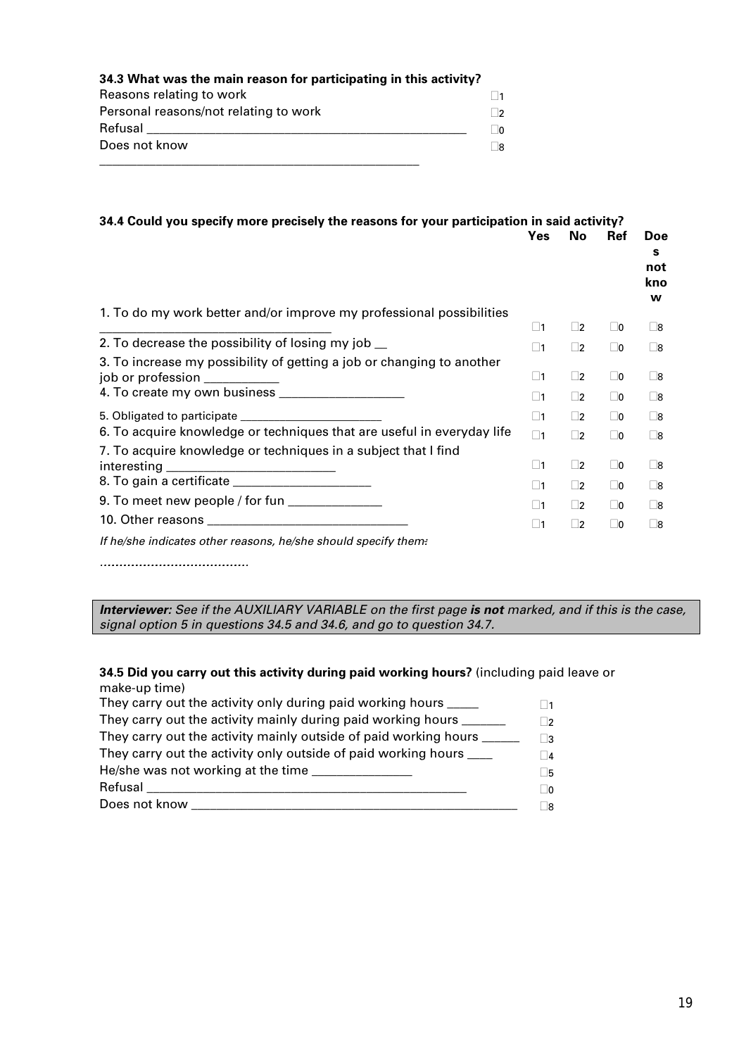**34.3 What was the main reason for participating in this activity?**

| | |
|---|---|
| Reasons relating to work | □1 |
| Personal reasons/not relating to work | □2 |
| Refusal ______________________________ | □0 |
| Does not know | □8 |

______________________________

**34.4 Could you specify more precisely the reasons for your participation in said activity?**

| | Yes | No | Ref | Does not know |
|---|---|---|---|---|
| 1. To do my work better and/or improve my professional possibilities ______________________ | □1 | □2 | □0 | □8 |
| 2. To decrease the possibility of losing my job __ | □1 | □2 | □0 | □8 |
| 3. To increase my possibility of getting a job or changing to another job or profession __________ | □1 | □2 | □0 | □8 |
| 4. To create my own business ______________ | □1 | □2 | □0 | □8 |
| 5. Obligated to participate ______________ | □1 | □2 | □0 | □8 |
| 6. To acquire knowledge or techniques that are useful in everyday life | □1 | □2 | □0 | □8 |
| 7. To acquire knowledge or techniques in a subject that I find interesting ________________ | □1 | □2 | □0 | □8 |
| 8. To gain a certificate ______________ | □1 | □2 | □0 | □8 |
| 9. To meet new people / for fun __________ | □1 | □2 | □0 | □8 |
| 10. Other reasons ____________________ | □1 | □2 | □0 | □8 |

*If he/she indicates other reasons, he/she should specify them:*

........................................

***Interviewer:*** *See if the AUXILIARY VARIABLE on the first page* ***is not*** *marked, and if this is the case, signal option 5 in questions 34.5 and 34.6, and go to question 34.7.*

**34.5 Did you carry out this activity during paid working hours?** (including paid leave or make-up time)

| | |
|---|---|
| They carry out the activity only during paid working hours _____ | □1 |
| They carry out the activity mainly during paid working hours _______ | □2 |
| They carry out the activity mainly outside of paid working hours ______ | □3 |
| They carry out the activity only outside of paid working hours ____ | □4 |
| He/she was not working at the time _______________ | □5 |
| Refusal ______________________________ | □0 |
| Does not know ______________________________ | □8 |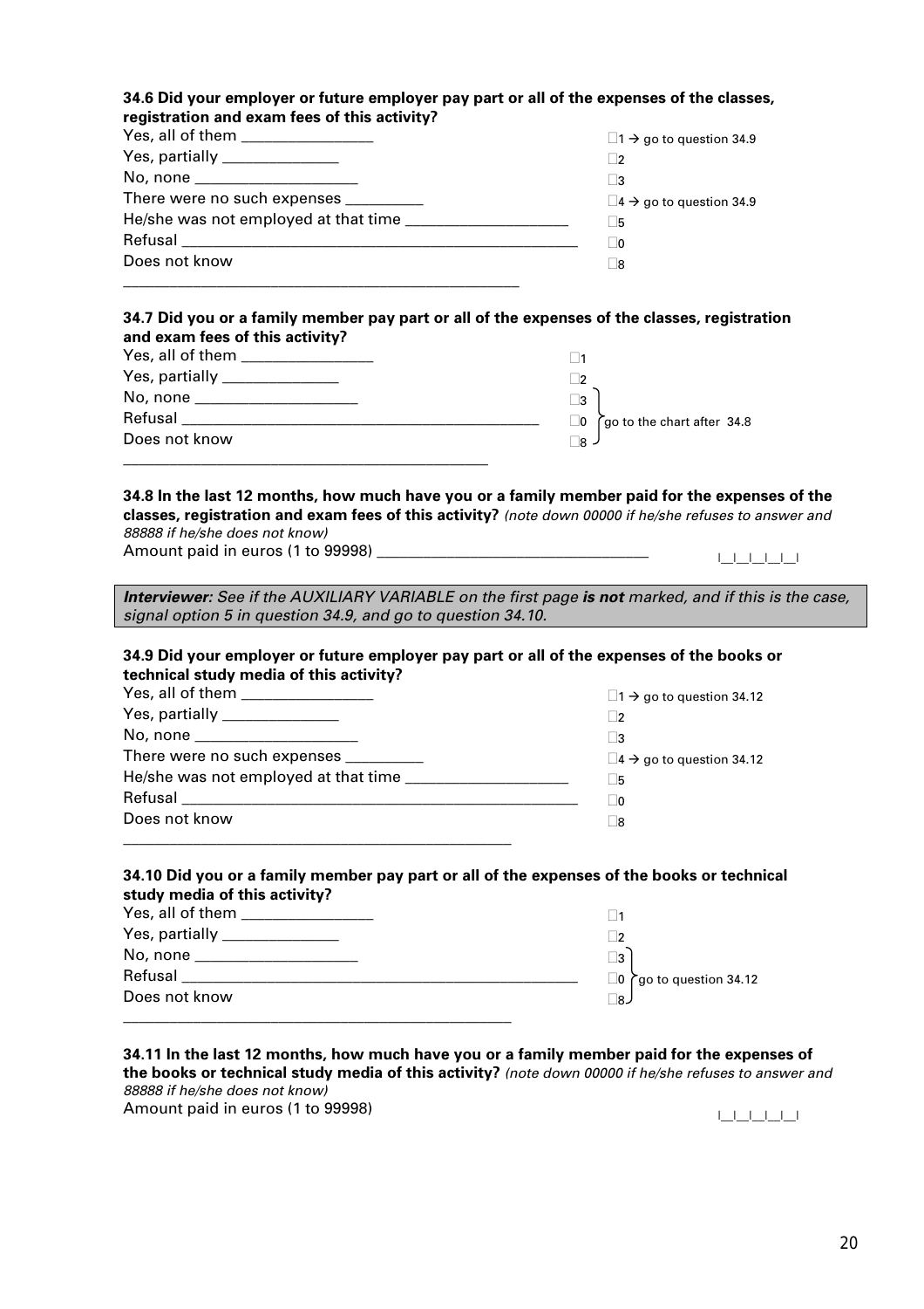**34.6 Did your employer or future employer pay part or all of the expenses of the classes, registration and exam fees of this activity?**

| | |
|---|---|
| Yes, all of them | ☐1 → go to question 34.9 |
| Yes, partially | ☐2 |
| No, none | ☐3 |
| There were no such expenses | ☐4 → go to question 34.9 |
| He/she was not employed at that time | ☐5 |
| Refusal | ☐0 |
| Does not know | ☐8 |

**34.7 Did you or a family member pay part or all of the expenses of the classes, registration and exam fees of this activity?**

| | | |
|---|---|---|
| Yes, all of them | ☐1 | |
| Yes, partially | ☐2 | |
| No, none | ☐3 | go to the chart after 34.8 |
| Refusal | ☐0 | go to the chart after 34.8 |
| Does not know | ☐8 | go to the chart after 34.8 |

**34.8 In the last 12 months, how much have you or a family member paid for the expenses of the classes, registration and exam fees of this activity?** *(note down 00000 if he/she refuses to answer and 88888 if he/she does not know)*

Amount paid in euros (1 to 99998) |__|__|__|__|__|

***Interviewer:*** *See if the AUXILIARY VARIABLE on the first page* ***is not*** *marked, and if this is the case, signal option 5 in question 34.9, and go to question 34.10.*

**34.9 Did your employer or future employer pay part or all of the expenses of the books or technical study media of this activity?**

| | |
|---|---|
| Yes, all of them | ☐1 → go to question 34.12 |
| Yes, partially | ☐2 |
| No, none | ☐3 |
| There were no such expenses | ☐4 → go to question 34.12 |
| He/she was not employed at that time | ☐5 |
| Refusal | ☐0 |
| Does not know | ☐8 |

**34.10 Did you or a family member pay part or all of the expenses of the books or technical study media of this activity?**

| | | |
|---|---|---|
| Yes, all of them | ☐1 | |
| Yes, partially | ☐2 | |
| No, none | ☐3 | go to question 34.12 |
| Refusal | ☐0 | go to question 34.12 |
| Does not know | ☐8 | go to question 34.12 |

**34.11 In the last 12 months, how much have you or a family member paid for the expenses of the books or technical study media of this activity?** *(note down 00000 if he/she refuses to answer and 88888 if he/she does not know)*

Amount paid in euros (1 to 99998) |__|__|__|__|__|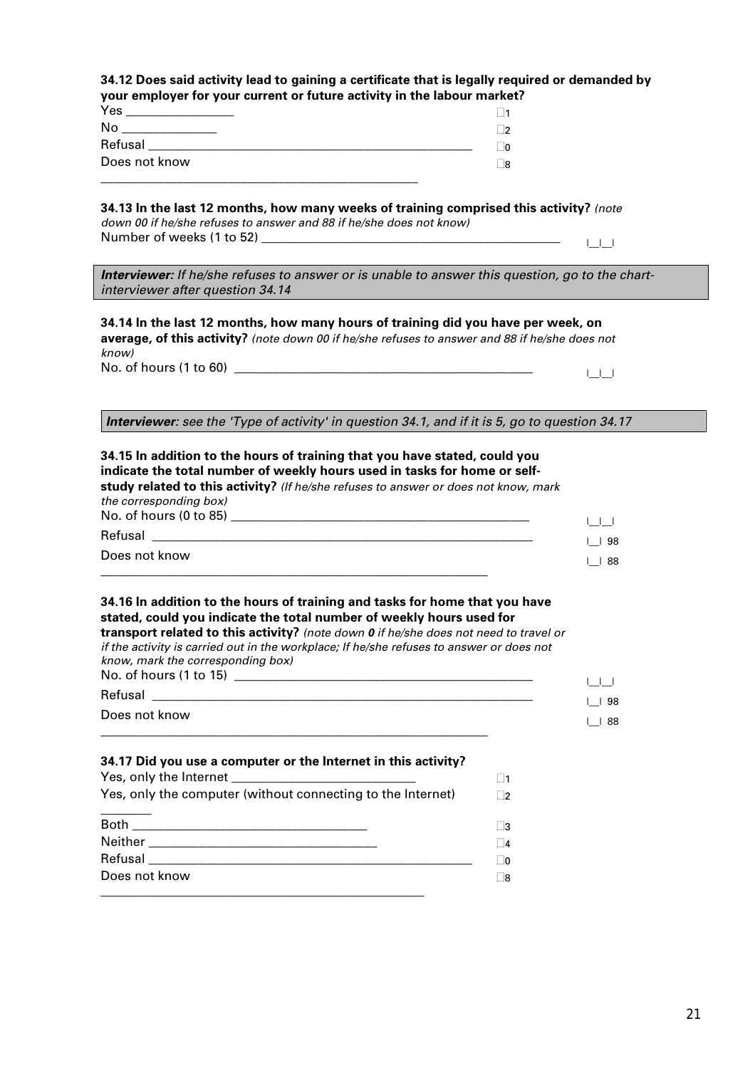**34.12 Does said activity lead to gaining a certificate that is legally required or demanded by your employer for your current or future activity in the labour market?**

Yes ________________ ☐1
No ______________ ☐2
Refusal ____________________________________________________ ☐0
Does not know ________________________________________________ ☐8

**34.13 In the last 12 months, how many weeks of training comprised this activity?** *(note down 00 if he/she refuses to answer and 88 if he/she does not know)*
Number of weeks (1 to 52) _______________________________________________ |__|__|

***Interviewer:*** *If he/she refuses to answer or is unable to answer this question, go to the chart-interviewer after question 34.14*

**34.14 In the last 12 months, how many hours of training did you have per week, on average, of this activity?** *(note down 00 if he/she refuses to answer and 88 if he/she does not know)*
No. of hours (1 to 60) _______________________________________________ |__|__|

***Interviewer:*** *see the 'Type of activity' in question 34.1, and if it is 5, go to question 34.17*

**34.15 In addition to the hours of training that you have stated, could you indicate the total number of weekly hours used in tasks for home or self-study related to this activity?** *(If he/she refuses to answer or does not know, mark the corresponding box)*
No. of hours (0 to 85) _______________________________________________ |__|__|
Refusal ____________________________________________________________ |__| 98
Does not know ____________________________________________________________ |__| 88

**34.16 In addition to the hours of training and tasks for home that you have stated, could you indicate the total number of weekly hours used for transport related to this activity?** *(note down **0** if he/she does not need to travel or if the activity is carried out in the workplace; If he/she refuses to answer or does not know, mark the corresponding box)*
No. of hours (1 to 15) _______________________________________________ |__|__|
Refusal ____________________________________________________________ |__| 98
Does not know ____________________________________________________________ |__| 88

**34.17 Did you use a computer or the Internet in this activity?**
Yes, only the Internet ____________________________ ☐1
Yes, only the computer (without connecting to the Internet) ________ ☐2
Both ____________________________________ ☐3
Neither __________________________________ ☐4
Refusal ____________________________________________________ ☐0
Does not know ________________________________________________ ☐8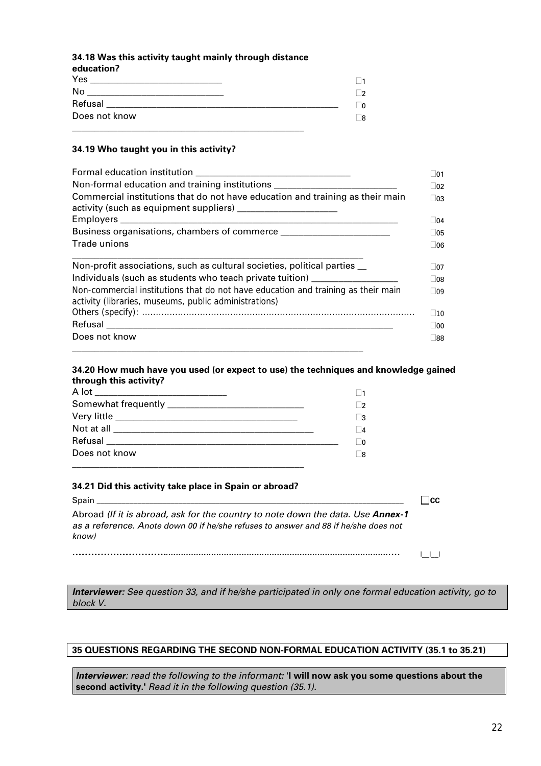**34.18 Was this activity taught mainly through distance education?**

| | |
|---|---|
| Yes | ☐1 |
| No | ☐2 |
| Refusal | ☐0 |
| Does not know | ☐8 |

**34.19 Who taught you in this activity?**

| | |
|---|---|
| Formal education institution | ☐01 |
| Non-formal education and training institutions | ☐02 |
| Commercial institutions that do not have education and training as their main activity (such as equipment suppliers) | ☐03 |
| Employers | ☐04 |
| Business organisations, chambers of commerce | ☐05 |
| Trade unions | ☐06 |
| Non-profit associations, such as cultural societies, political parties | ☐07 |
| Individuals (such as students who teach private tuition) | ☐08 |
| Non-commercial institutions that do not have education and training as their main activity (libraries, museums, public administrations) | ☐09 |
| Others (specify): ........................................................................................................ | ☐10 |
| Refusal | ☐00 |
| Does not know | ☐88 |

**34.20 How much have you used (or expect to use) the techniques and knowledge gained through this activity?**

| | |
|---|---|
| A lot | ☐1 |
| Somewhat frequently | ☐2 |
| Very little | ☐3 |
| Not at all | ☐4 |
| Refusal | ☐0 |
| Does not know | ☐8 |

**34.21 Did this activity take place in Spain or abroad?**

| | |
|---|---|
| Spain | ☐CC |
| Abroad *(If it is abroad, ask for the country to note down the data. Use* ***Annex-1*** *as a reference. Anote down 00 if he/she refuses to answer and 88 if he/she does not know)* | |
| ........................................................................................................ | \|\_\_\|\_\_\| |

***Interviewer:*** *See question 33, and if he/she participated in only one formal education activity, go to block V.*

**35 QUESTIONS REGARDING THE SECOND NON-FORMAL EDUCATION ACTIVITY (35.1 to 35.21)**

***Interviewer****: read the following to the informant:* **'I will now ask you some questions about the second activity.'** *Read it in the following question (35.1).*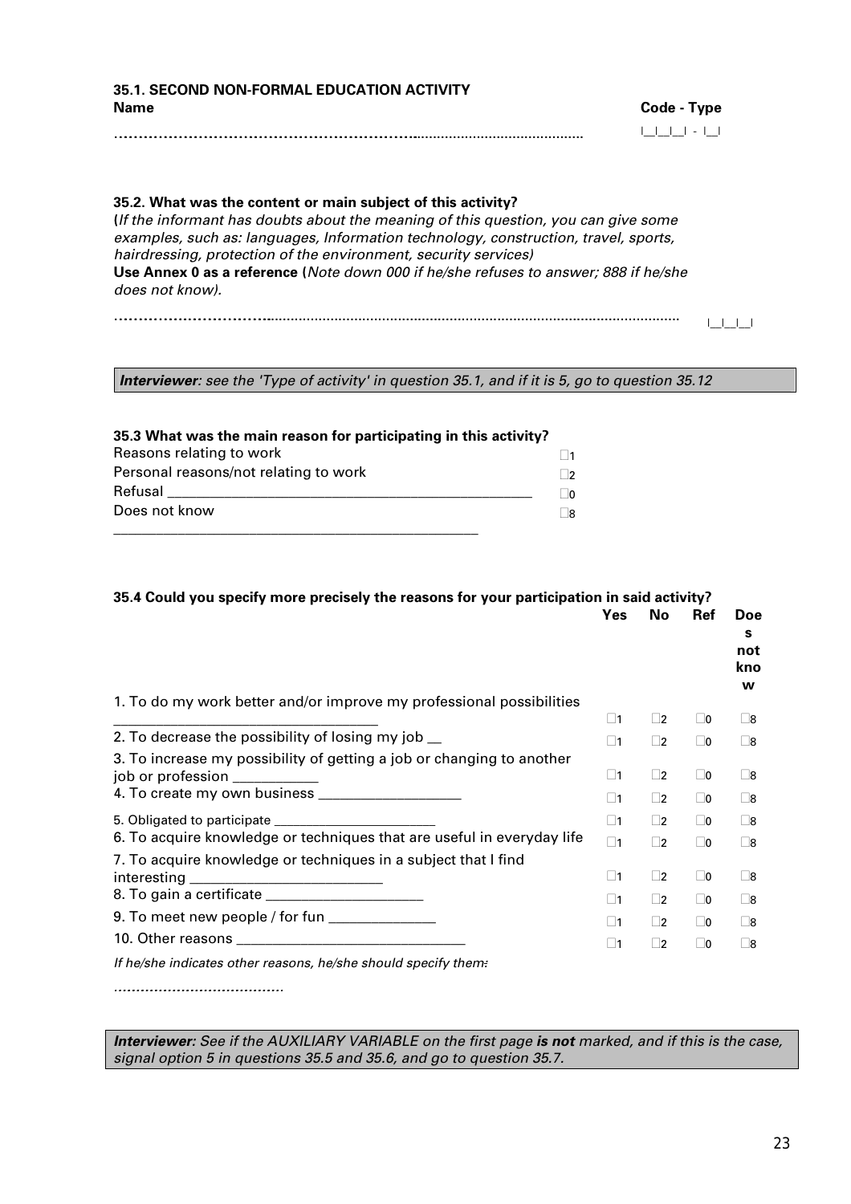**35.1. SECOND NON-FORMAL EDUCATION ACTIVITY**

**Name** **Code - Type**

…………………………………………………….......................................... |__|__|__| - |__|

**35.2. What was the content or main subject of this activity?**

**(***If the informant has doubts about the meaning of this question, you can give some examples, such as: languages, Information technology, construction, travel, sports, hairdressing, protection of the environment, security services)*

**Use Annex 0 as a reference (***Note down 000 if he/she refuses to answer; 888 if he/she does not know).*

…………………………..................................................................................................... |__|__|__|

***Interviewer****: see the 'Type of activity' in question 35.1, and if it is 5, go to question 35.12*

**35.3 What was the main reason for participating in this activity?**

| | |
|---|---|
| Reasons relating to work | □1 |
| Personal reasons/not relating to work | □2 |
| Refusal ______________________________________________ | □0 |
| Does not know | □8 |

______________________________________________

**35.4 Could you specify more precisely the reasons for your participation in said activity?**

| | Yes | No | Ref | Does not know |
|---|---|---|---|---|
| 1. To do my work better and/or improve my professional possibilities ________________________________ | □1 | □2 | □0 | □8 |
| 2. To decrease the possibility of losing my job __ | □1 | □2 | □0 | □8 |
| 3. To increase my possibility of getting a job or changing to another job or profession ___________ | □1 | □2 | □0 | □8 |
| 4. To create my own business __________________ | □1 | □2 | □0 | □8 |
| 5. Obligated to participate ______________________ | □1 | □2 | □0 | □8 |
| 6. To acquire knowledge or techniques that are useful in everyday life | □1 | □2 | □0 | □8 |
| 7. To acquire knowledge or techniques in a subject that I find interesting _________________________ | □1 | □2 | □0 | □8 |
| 8. To gain a certificate ____________________ | □1 | □2 | □0 | □8 |
| 9. To meet new people / for fun ______________ | □1 | □2 | □0 | □8 |
| 10. Other reasons ______________________________ | □1 | □2 | □0 | □8 |

*If he/she indicates other reasons, he/she should specify them:*

……………………………….

***Interviewer****: See if the AUXILIARY VARIABLE on the first page* ***is not*** *marked, and if this is the case, signal option 5 in questions 35.5 and 35.6, and go to question 35.7.*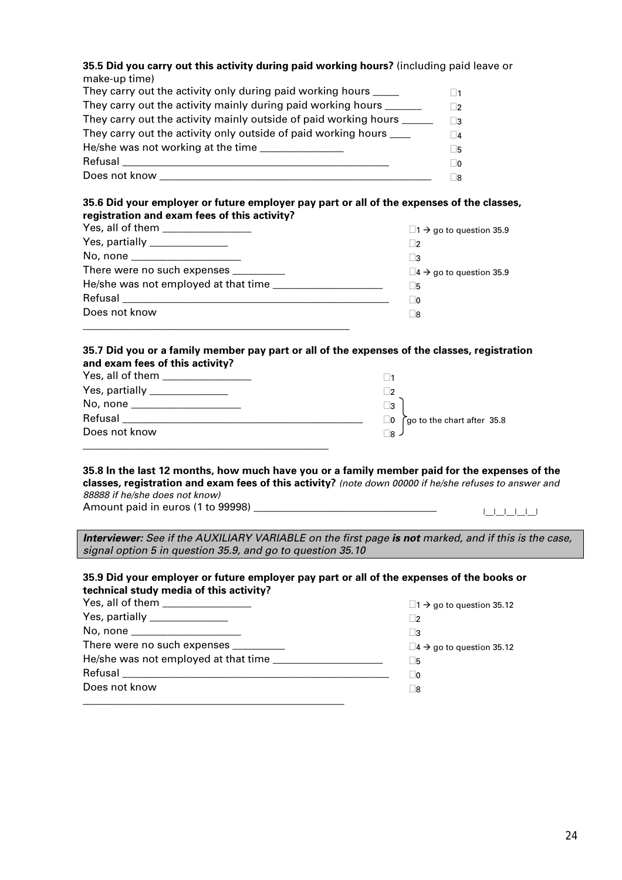**35.5 Did you carry out this activity during paid working hours?** (including paid leave or make-up time)

| | |
|---|---|
| They carry out the activity only during paid working hours _____ | ☐1 |
| They carry out the activity mainly during paid working hours _______ | ☐2 |
| They carry out the activity mainly outside of paid working hours ______ | ☐3 |
| They carry out the activity only outside of paid working hours ____ | ☐4 |
| He/she was not working at the time _______________ | ☐5 |
| Refusal _______________________________________________ | ☐0 |
| Does not know ___________________________________________ | ☐8 |

**35.6 Did your employer or future employer pay part or all of the expenses of the classes, registration and exam fees of this activity?**

| | |
|---|---|
| Yes, all of them ________________ | ☐1 → go to question 35.9 |
| Yes, partially ______________ | ☐2 |
| No, none ____________________ | ☐3 |
| There were no such expenses __________ | ☐4 → go to question 35.9 |
| He/she was not employed at that time ____________________ | ☐5 |
| Refusal __________________________________________________ | ☐0 |
| Does not know __________________________________________________ | ☐8 |

**35.7 Did you or a family member pay part or all of the expenses of the classes, registration and exam fees of this activity?**

| | |
|---|---|
| Yes, all of them ________________ | ☐1 |
| Yes, partially ______________ | ☐2 |
| No, none ____________________ | ☐3 } go to the chart after 35.8 |
| Refusal ______________________________________________ | ☐0 } go to the chart after 35.8 |
| Does not know ______________________________________________ | ☐8 } go to the chart after 35.8 |

**35.8 In the last 12 months, how much have you or a family member paid for the expenses of the classes, registration and exam fees of this activity?** *(note down 00000 if he/she refuses to answer and 88888 if he/she does not know)*

Amount paid in euros (1 to 99998) __________________________________ |__|__|__|__|__|

> ***Interviewer:*** *See if the AUXILIARY VARIABLE on the first page* ***is not*** *marked, and if this is the case, signal option 5 in question 35.9, and go to question 35.10*

**35.9 Did your employer or future employer pay part or all of the expenses of the books or technical study media of this activity?**

| | |
|---|---|
| Yes, all of them ________________ | ☐1 → go to question 35.12 |
| Yes, partially ______________ | ☐2 |
| No, none ____________________ | ☐3 |
| There were no such expenses __________ | ☐4 → go to question 35.12 |
| He/she was not employed at that time ____________________ | ☐5 |
| Refusal __________________________________________________ | ☐0 |
| Does not know ________________________________________________ | ☐8 |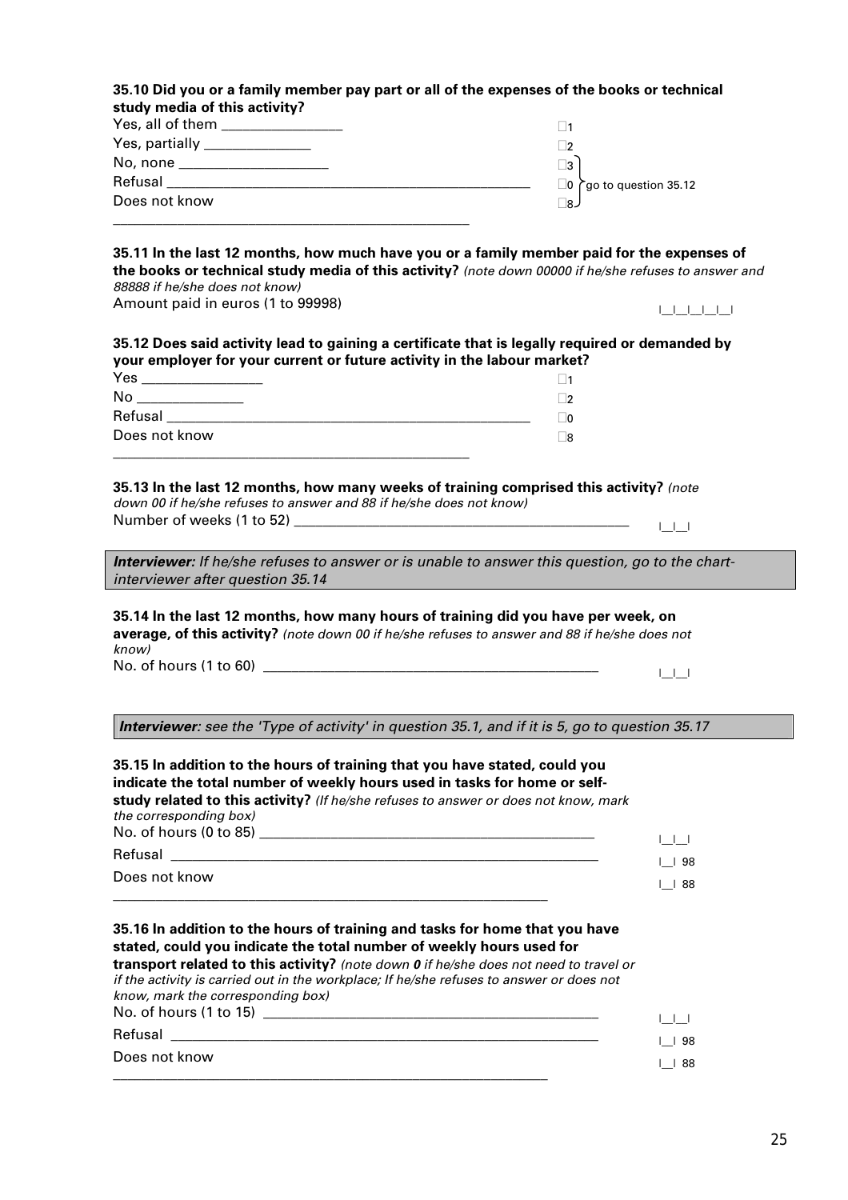**35.10 Did you or a family member pay part or all of the expenses of the books or technical study media of this activity?**

| | |
|---|---|
| Yes, all of them ________________ | ☐1 |
| Yes, partially ______________ | ☐2 |
| No, none ____________________ | ☐3 ⎫ |
| Refusal ___________________________________________________ | ☐0 ⎬ go to question 35.12 |
| Does not know | ☐8 ⎭ |

**35.11 In the last 12 months, how much have you or a family member paid for the expenses of the books or technical study media of this activity?** *(note down 00000 if he/she refuses to answer and 88888 if he/she does not know)*

Amount paid in euros (1 to 99998) |__|__|__|__|__|

**35.12 Does said activity lead to gaining a certificate that is legally required or demanded by your employer for your current or future activity in the labour market?**

| | |
|---|---|
| Yes ________________ | ☐1 |
| No ______________ | ☐2 |
| Refusal ___________________________________________________ | ☐0 |
| Does not know | ☐8 |

**35.13 In the last 12 months, how many weeks of training comprised this activity?** *(note down 00 if he/she refuses to answer and 88 if he/she does not know)*

Number of weeks (1 to 52) _______________________________________________ |__|__|

> ***Interviewer:*** *If he/she refuses to answer or is unable to answer this question, go to the chart-interviewer after question 35.14*

**35.14 In the last 12 months, how many hours of training did you have per week, on average, of this activity?** *(note down 00 if he/she refuses to answer and 88 if he/she does not know)*

No. of hours (1 to 60) _______________________________________________ |__|__|

> ***Interviewer****: see the 'Type of activity' in question 35.1, and if it is 5, go to question 35.17*

**35.15 In addition to the hours of training that you have stated, could you indicate the total number of weekly hours used in tasks for home or self-study related to this activity?** *(If he/she refuses to answer or does not know, mark the corresponding box)*

| | |
|---|---|
| No. of hours (0 to 85) _______________________________________________ | \|__\|__\| |
| Refusal _____________________________________________________________ | \|__\| 98 |
| Does not know | \|__\| 88 |

**35.16 In addition to the hours of training and tasks for home that you have stated, could you indicate the total number of weekly hours used for transport related to this activity?** *(note down **0** if he/she does not need to travel or if the activity is carried out in the workplace; If he/she refuses to answer or does not know, mark the corresponding box)*

| | |
|---|---|
| No. of hours (1 to 15) _______________________________________________ | \|__\|__\| |
| Refusal _____________________________________________________________ | \|__\| 98 |
| Does not know | \|__\| 88 |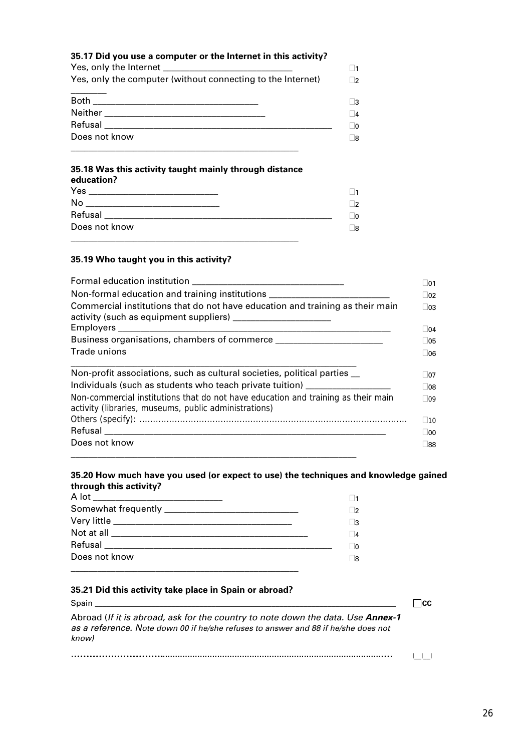**35.17 Did you use a computer or the Internet in this activity?**

| | |
|---|---|
| Yes, only the Internet | ☐1 |
| Yes, only the computer (without connecting to the Internet) | ☐2 |
| Both | ☐3 |
| Neither | ☐4 |
| Refusal | ☐0 |
| Does not know | ☐8 |

**35.18 Was this activity taught mainly through distance education?**

| | |
|---|---|
| Yes | ☐1 |
| No | ☐2 |
| Refusal | ☐0 |
| Does not know | ☐8 |

**35.19 Who taught you in this activity?**

| | |
|---|---|
| Formal education institution | ☐01 |
| Non-formal education and training institutions | ☐02 |
| Commercial institutions that do not have education and training as their main activity (such as equipment suppliers) | ☐03 |
| Employers | ☐04 |
| Business organisations, chambers of commerce | ☐05 |
| Trade unions | ☐06 |
| Non-profit associations, such as cultural societies, political parties | ☐07 |
| Individuals (such as students who teach private tuition) | ☐08 |
| Non-commercial institutions that do not have education and training as their main activity (libraries, museums, public administrations) | ☐09 |
| Others (specify): ........................................ | ☐10 |
| Refusal | ☐00 |
| Does not know | ☐88 |

**35.20 How much have you used (or expect to use) the techniques and knowledge gained through this activity?**

| | |
|---|---|
| A lot | ☐1 |
| Somewhat frequently | ☐2 |
| Very little | ☐3 |
| Not at all | ☐4 |
| Refusal | ☐0 |
| Does not know | ☐8 |

**35.21 Did this activity take place in Spain or abroad?**

| | |
|---|---|
| Spain | ☐CC |
| Abroad (*If it is abroad, ask for the country to note down the data. Use **Annex-1** as a reference. Note down 00 if he/she refuses to answer and 88 if he/she does not know)* | |
| ............................................................ | \|\_\_\|\_\_\| |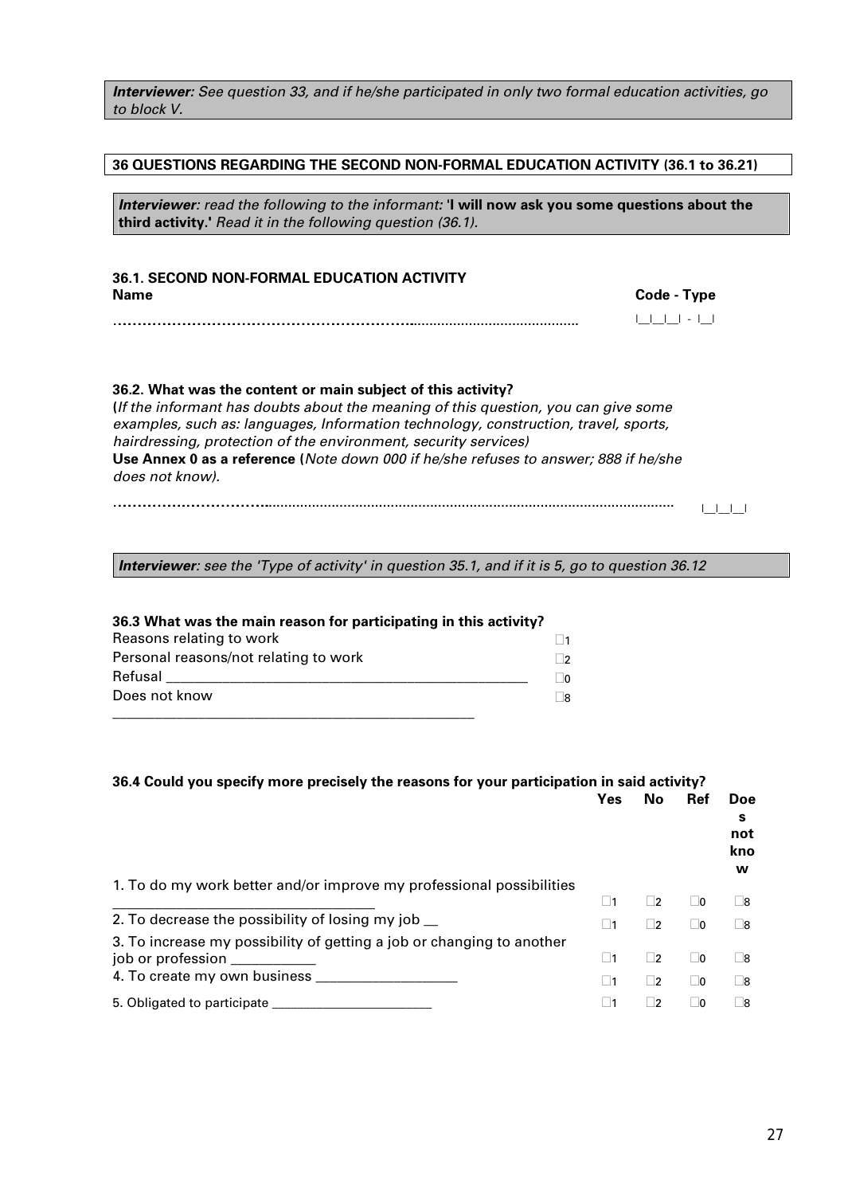***Interviewer**: See question 33, and if he/she participated in only two formal education activities, go to block V.*

**36 QUESTIONS REGARDING THE SECOND NON-FORMAL EDUCATION ACTIVITY (36.1 to 36.21)**

***Interviewer**: read the following to the informant:* **'I will now ask you some questions about the third activity.'** *Read it in the following question (36.1).*

**36.1. SECOND NON-FORMAL EDUCATION ACTIVITY**

**Name** **Code - Type**

………………………………………………………………………………………… |__|__|__| - |__|

**36.2. What was the content or main subject of this activity?**
**(***If the informant has doubts about the meaning of this question, you can give some examples, such as: languages, Information technology, construction, travel, sports, hairdressing, protection of the environment, security services)*
**Use Annex 0 as a reference (***Note down 000 if he/she refuses to answer; 888 if he/she does not know).*

……………………………………………………………………………………………………… |__|__|__|

***Interviewer**: see the 'Type of activity' in question 35.1, and if it is 5, go to question 36.12*

**36.3 What was the main reason for participating in this activity?**

| | |
|---|---|
| Reasons relating to work | ☐1 |
| Personal reasons/not relating to work | ☐2 |
| Refusal ______________________________________________ | ☐0 |
| Does not know | ☐8 |

**36.4 Could you specify more precisely the reasons for your participation in said activity?**

| | Yes | No | Ref | Does not know |
|---|---|---|---|---|
| 1. To do my work better and/or improve my professional possibilities ______________________________ | ☐1 | ☐2 | ☐0 | ☐8 |
| 2. To decrease the possibility of losing my job __ | ☐1 | ☐2 | ☐0 | ☐8 |
| 3. To increase my possibility of getting a job or changing to another job or profession ___________ | ☐1 | ☐2 | ☐0 | ☐8 |
| 4. To create my own business ________________ | ☐1 | ☐2 | ☐0 | ☐8 |
| 5. Obligated to participate ____________________ | ☐1 | ☐2 | ☐0 | ☐8 |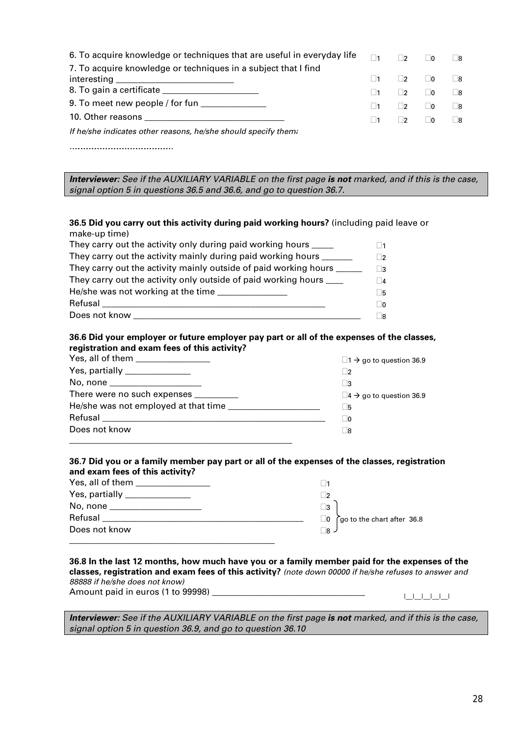| | | | | |
|---|---|---|---|---|
| 6. To acquire knowledge or techniques that are useful in everyday life | □1 | □2 | □0 | □8 |
| 7. To acquire knowledge or techniques in a subject that I find interesting ________________________ | □1 | □2 | □0 | □8 |
| 8. To gain a certificate ____________________ | □1 | □2 | □0 | □8 |
| 9. To meet new people / for fun ______________ | □1 | □2 | □0 | □8 |
| 10. Other reasons ____________________________ | □1 | □2 | □0 | □8 |

*If he/she indicates other reasons, he/she should specify them:*

............................................

***Interviewer:** See if the AUXILIARY VARIABLE on the first page **is not** marked, and if this is the case, signal option 5 in questions 36.5 and 36.6, and go to question 36.7.*

**36.5 Did you carry out this activity during paid working hours?** (including paid leave or make-up time)

| | |
|---|---|
| They carry out the activity only during paid working hours _____ | □1 |
| They carry out the activity mainly during paid working hours _______ | □2 |
| They carry out the activity mainly outside of paid working hours ______ | □3 |
| They carry out the activity only outside of paid working hours ____ | □4 |
| He/she was not working at the time _______________ | □5 |
| Refusal ________________________________________________ | □0 |
| Does not know ________________________________________________ | □8 |

**36.6 Did your employer or future employer pay part or all of the expenses of the classes, registration and exam fees of this activity?**

| | |
|---|---|
| Yes, all of them ________________ | □1 → go to question 36.9 |
| Yes, partially ______________ | □2 |
| No, none ____________________ | □3 |
| There were no such expenses _________ | □4 → go to question 36.9 |
| He/she was not employed at that time ___________________ | □5 |
| Refusal ________________________________________________ | □0 |
| Does not know ________________________________________________ | □8 |

**36.7 Did you or a family member pay part or all of the expenses of the classes, registration and exam fees of this activity?**

| | |
|---|---|
| Yes, all of them ________________ | □1 |
| Yes, partially ______________ | □2 |
| No, none ____________________ | □3 } go to the chart after 36.8 |
| Refusal ____________________________________________ | □0 } go to the chart after 36.8 |
| Does not know ____________________________________________ | □8 } go to the chart after 36.8 |

**36.8 In the last 12 months, how much have you or a family member paid for the expenses of the classes, registration and exam fees of this activity?** *(note down 00000 if he/she refuses to answer and 88888 if he/she does not know)*

Amount paid in euros (1 to 99998) ________________________________ |__|__|__|__|__|

***Interviewer:** See if the AUXILIARY VARIABLE on the first page **is not** marked, and if this is the case, signal option 5 in question 36.9, and go to question 36.10*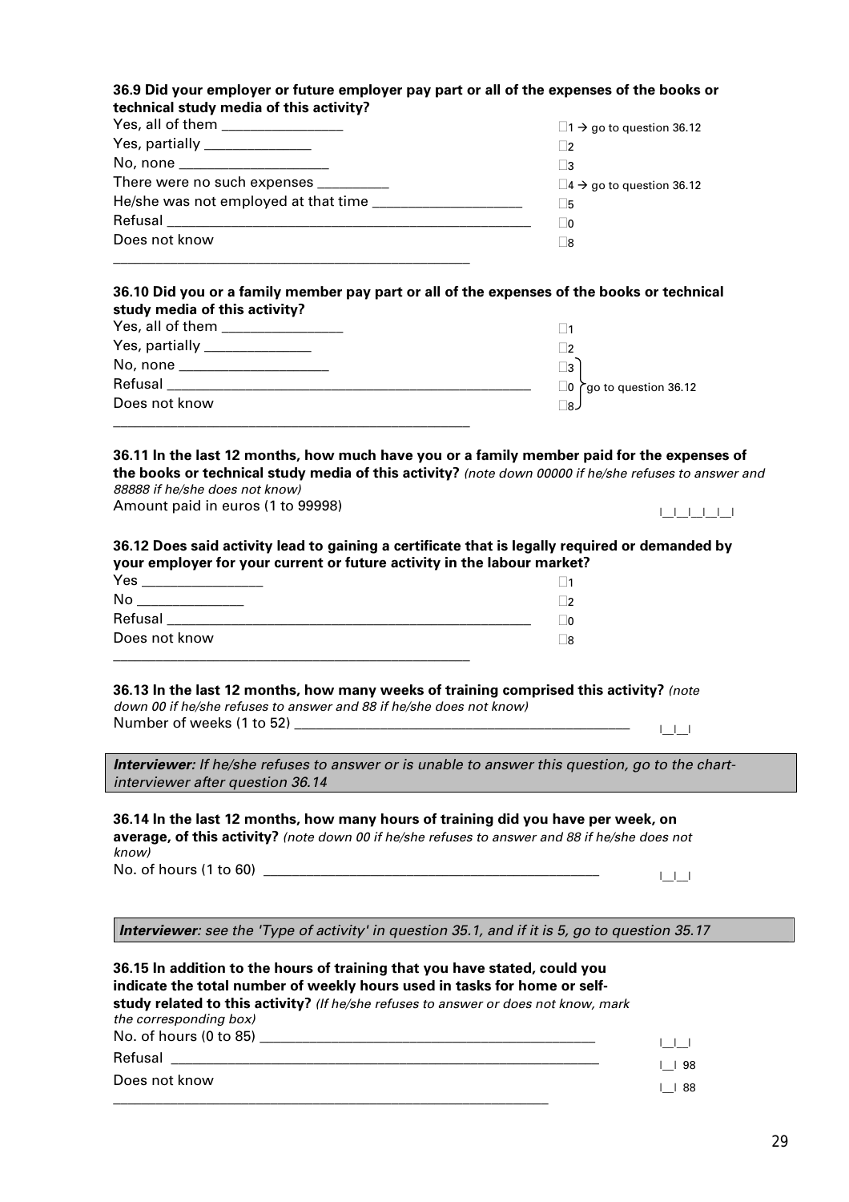**36.9 Did your employer or future employer pay part or all of the expenses of the books or technical study media of this activity?**

| | |
|---|---|
| Yes, all of them | ☐1 → go to question 36.12 |
| Yes, partially | ☐2 |
| No, none | ☐3 |
| There were no such expenses | ☐4 → go to question 36.12 |
| He/she was not employed at that time | ☐5 |
| Refusal | ☐0 |
| Does not know | ☐8 |

**36.10 Did you or a family member pay part or all of the expenses of the books or technical study media of this activity?**

| | |
|---|---|
| Yes, all of them | ☐1 |
| Yes, partially | ☐2 |
| No, none | ☐3 } go to question 36.12 |
| Refusal | ☐0 } go to question 36.12 |
| Does not know | ☐8 } go to question 36.12 |

**36.11 In the last 12 months, how much have you or a family member paid for the expenses of the books or technical study media of this activity?** *(note down 00000 if he/she refuses to answer and 88888 if he/she does not know)*

Amount paid in euros (1 to 99998) |__|__|__|__|__|

**36.12 Does said activity lead to gaining a certificate that is legally required or demanded by your employer for your current or future activity in the labour market?**

| | |
|---|---|
| Yes | ☐1 |
| No | ☐2 |
| Refusal | ☐0 |
| Does not know | ☐8 |

**36.13 In the last 12 months, how many weeks of training comprised this activity?** *(note down 00 if he/she refuses to answer and 88 if he/she does not know)*

Number of weeks (1 to 52) |__|__|

***Interviewer:*** *If he/she refuses to answer or is unable to answer this question, go to the chart-interviewer after question 36.14*

**36.14 In the last 12 months, how many hours of training did you have per week, on average, of this activity?** *(note down 00 if he/she refuses to answer and 88 if he/she does not know)*

No. of hours (1 to 60) |__|__|

***Interviewer****: see the 'Type of activity' in question 35.1, and if it is 5, go to question 35.17*

**36.15 In addition to the hours of training that you have stated, could you indicate the total number of weekly hours used in tasks for home or self-study related to this activity?** *(If he/she refuses to answer or does not know, mark the corresponding box)*

| | |
|---|---|
| No. of hours (0 to 85) | |__|__| |
| Refusal | |__| 98 |
| Does not know | |__| 88 |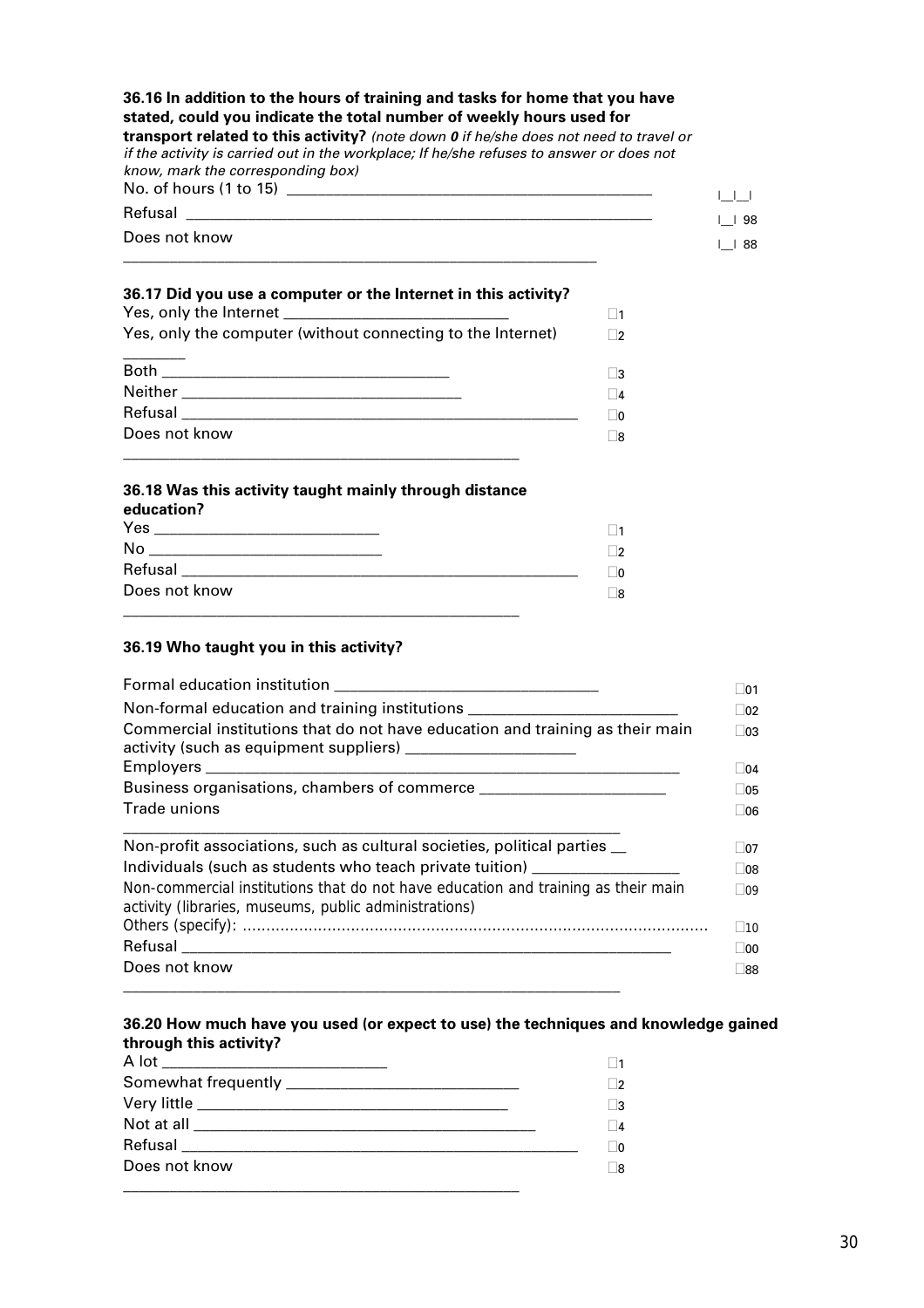**36.16 In addition to the hours of training and tasks for home that you have stated, could you indicate the total number of weekly hours used for transport related to this activity?** *(note down **0** if he/she does not need to travel or if the activity is carried out in the workplace; If he/she refuses to answer or does not know, mark the corresponding box)*

| | |
|---|---|
| No. of hours (1 to 15) | I__I__I |
| Refusal | I__I 98 |
| Does not know | I__I 88 |

**36.17 Did you use a computer or the Internet in this activity?**

| | |
|---|---|
| Yes, only the Internet | ☐1 |
| Yes, only the computer (without connecting to the Internet) | ☐2 |
| Both | ☐3 |
| Neither | ☐4 |
| Refusal | ☐0 |
| Does not know | ☐8 |

**36.18 Was this activity taught mainly through distance education?**

| | |
|---|---|
| Yes | ☐1 |
| No | ☐2 |
| Refusal | ☐0 |
| Does not know | ☐8 |

**36.19 Who taught you in this activity?**

| | |
|---|---|
| Formal education institution | ☐01 |
| Non-formal education and training institutions | ☐02 |
| Commercial institutions that do not have education and training as their main activity (such as equipment suppliers) | ☐03 |
| Employers | ☐04 |
| Business organisations, chambers of commerce | ☐05 |
| Trade unions | ☐06 |
| Non-profit associations, such as cultural societies, political parties | ☐07 |
| Individuals (such as students who teach private tuition) | ☐08 |
| Non-commercial institutions that do not have education and training as their main activity (libraries, museums, public administrations) | ☐09 |
| Others (specify): ........................................................................................... | ☐10 |
| Refusal | ☐00 |
| Does not know | ☐88 |

**36.20 How much have you used (or expect to use) the techniques and knowledge gained through this activity?**

| | |
|---|---|
| A lot | ☐1 |
| Somewhat frequently | ☐2 |
| Very little | ☐3 |
| Not at all | ☐4 |
| Refusal | ☐0 |
| Does not know | ☐8 |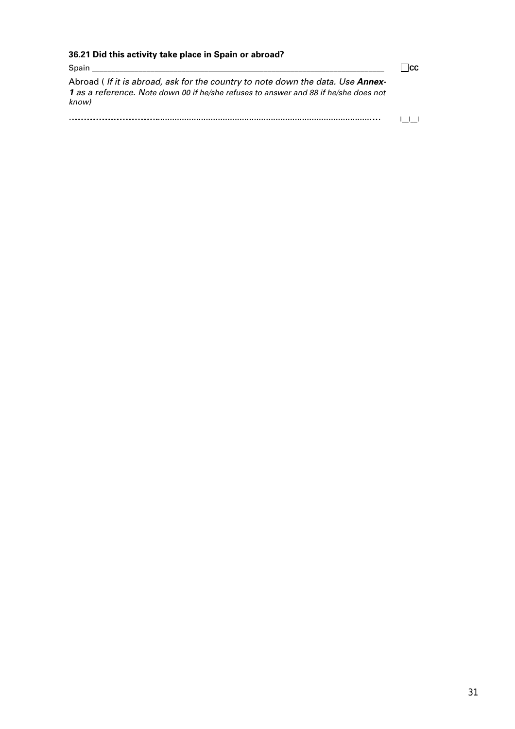**36.21 Did this activity take place in Spain or abroad?**

Spain ____________________________________________________________ ☐**CC**

Abroad ( *If it is abroad, ask for the country to note down the data. Use **Annex-1** as a reference. Note down 00 if he/she refuses to answer and 88 if he/she does not know)*

……………………………………………………………………………………………… |__|__|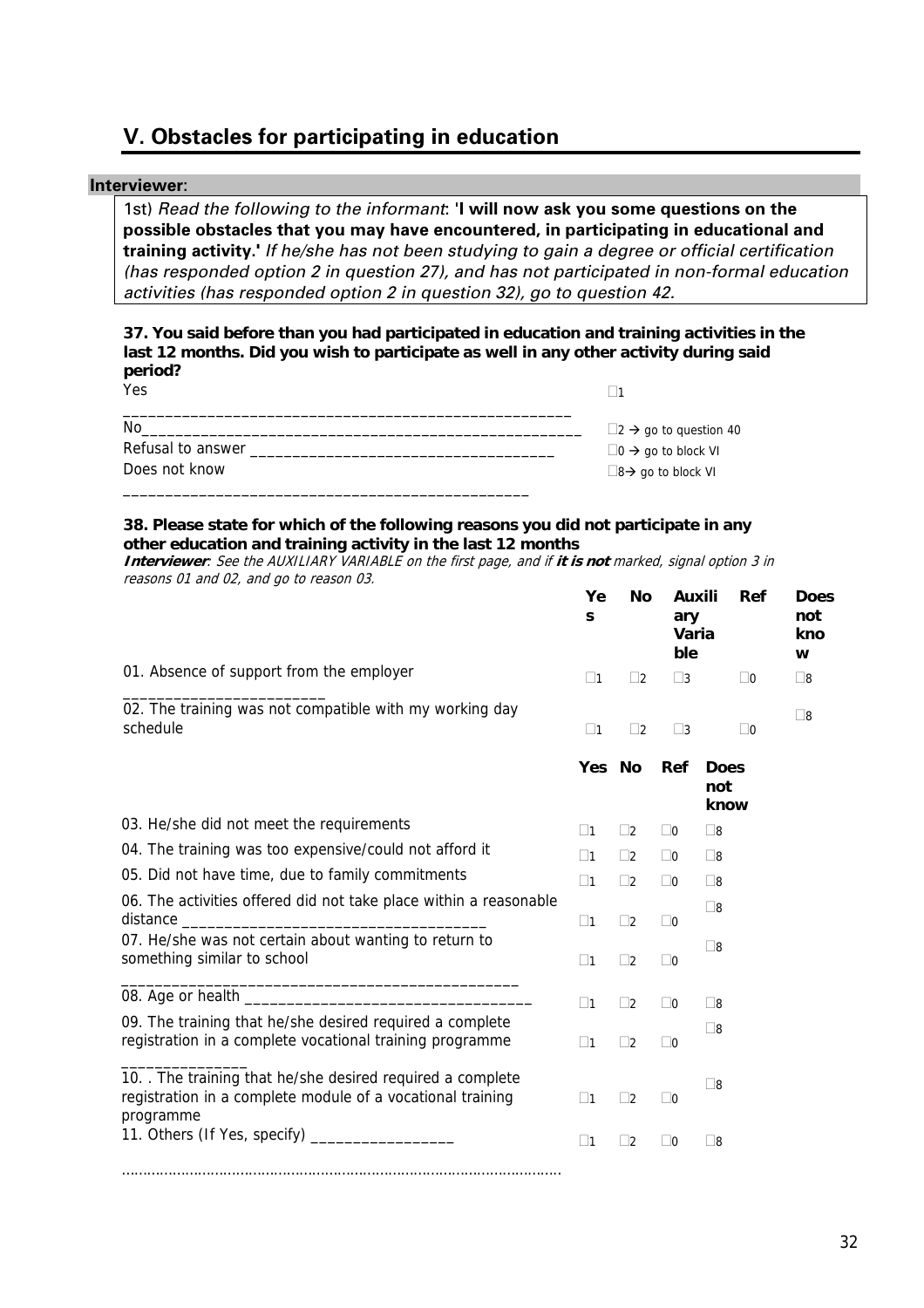## V. Obstacles for participating in education

**Interviewer**:

1st) *Read the following to the informant*: **'I will now ask you some questions on the possible obstacles that you may have encountered, in participating in educational and training activity.'** *If he/she has not been studying to gain a degree or official certification (has responded option 2 in question 27), and has not participated in non-formal education activities (has responded option 2 in question 32), go to question 42.*

**37. You said before than you had participated in education and training activities in the last 12 months. Did you wish to participate as well in any other activity during said period?**

| | |
|---|---|
| Yes | ☐1 |
| No | ☐2 → go to question 40 |
| Refusal to answer | ☐0 → go to block VI |
| Does not know | ☐8→ go to block VI |

**38. Please state for which of the following reasons you did not participate in any other education and training activity in the last 12 months**

***Interviewer***: *See the AUXILIARY VARIABLE on the first page, and if **it is not** marked, signal option 3 in reasons 01 and 02, and go to reason 03.*

| | Yes | No | Auxiliary Variable | Ref | Does not know |
|---|---|---|---|---|---|
| 01. Absence of support from the employer | ☐1 | ☐2 | ☐3 | ☐0 | ☐8 |
| 02. The training was not compatible with my working day schedule | ☐1 | ☐2 | ☐3 | ☐0 | ☐8 |

| | Yes | No | Ref | Does not know |
|---|---|---|---|---|
| 03. He/she did not meet the requirements | ☐1 | ☐2 | ☐0 | ☐8 |
| 04. The training was too expensive/could not afford it | ☐1 | ☐2 | ☐0 | ☐8 |
| 05. Did not have time, due to family commitments | ☐1 | ☐2 | ☐0 | ☐8 |
| 06. The activities offered did not take place within a reasonable distance | ☐1 | ☐2 | ☐0 | ☐8 |
| 07. He/she was not certain about wanting to return to something similar to school | ☐1 | ☐2 | ☐0 | ☐8 |
| 08. Age or health | ☐1 | ☐2 | ☐0 | ☐8 |
| 09. The training that he/she desired required a complete registration in a complete vocational training programme | ☐1 | ☐2 | ☐0 | ☐8 |
| 10. . The training that he/she desired required a complete registration in a complete module of a vocational training programme | ☐1 | ☐2 | ☐0 | ☐8 |
| 11. Others (If Yes, specify) _________________ | ☐1 | ☐2 | ☐0 | ☐8 |

…………………………………………………………………………………………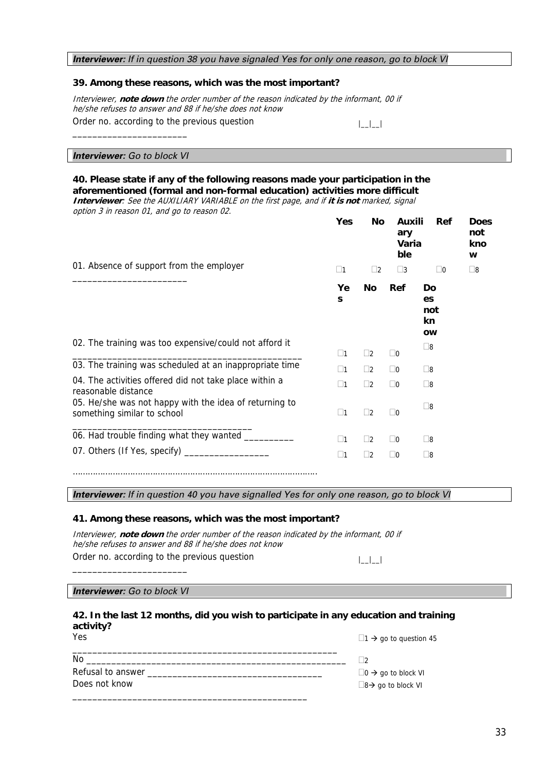***Interviewer**: If in question 38 you have signaled Yes for only one reason, go to block VI*

**39. Among these reasons, which was the most important?**

*Interviewer, **note down** the order number of the reason indicated by the informant, 00 if he/she refuses to answer and 88 if he/she does not know*

Order no. according to the previous question |__|__|

***Interviewer**: Go to block VI*

**40. Please state if any of the following reasons made your participation in the aforementioned (formal and non-formal education) activities more difficult**

***Interviewer**: See the AUXILIARY VARIABLE on the first page, and if **it is not** marked, signal option 3 in reason 01, and go to reason 02.*

| | Yes | No | Auxiliary Variable | Ref | Does not know |
|---|---|---|---|---|---|
| 01. Absence of support from the employer | ☐1 | ☐2 | ☐3 | ☐0 | ☐8 |

| | Yes | No | Ref | Does not know |
|---|---|---|---|---|
| 02. The training was too expensive/could not afford it | ☐1 | ☐2 | ☐0 | ☐8 |
| 03. The training was scheduled at an inappropriate time | ☐1 | ☐2 | ☐0 | ☐8 |
| 04. The activities offered did not take place within a reasonable distance | ☐1 | ☐2 | ☐0 | ☐8 |
| 05. He/she was not happy with the idea of returning to something similar to school | ☐1 | ☐2 | ☐0 | ☐8 |
| 06. Had trouble finding what they wanted __________ | ☐1 | ☐2 | ☐0 | ☐8 |
| 07. Others (If Yes, specify) _________________ | ☐1 | ☐2 | ☐0 | ☐8 |

…………………………………………………………………………………….

***Interviewer**: If in question 40 you have signalled Yes for only one reason, go to block VI*

**41. Among these reasons, which was the most important?**

*Interviewer, **note down** the order number of the reason indicated by the informant, 00 if he/she refuses to answer and 88 if he/she does not know*

Order no. according to the previous question |__|__|

***Interviewer**: Go to block VI*

**42. In the last 12 months, did you wish to participate in any education and training activity?**

| | |
|---|---|
| Yes | ☐1 → go to question 45 |
| No | ☐2 |
| Refusal to answer | ☐0 → go to block VI |
| Does not know | ☐8→ go to block VI |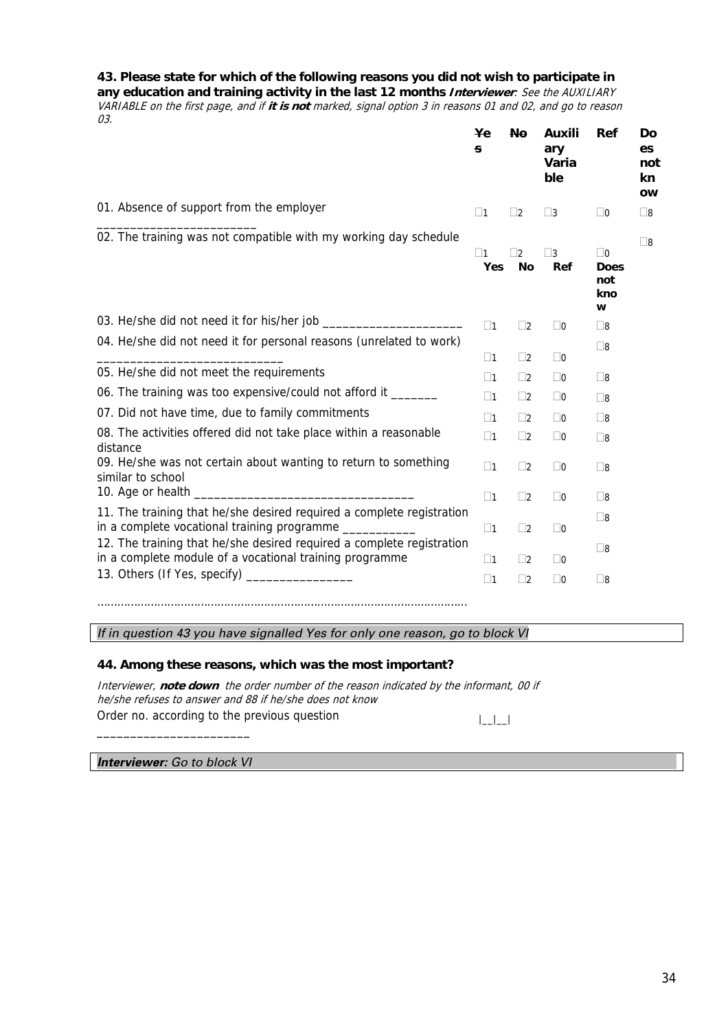**43. Please state for which of the following reasons you did not wish to participate in any education and training activity in the last 12 months** ***Interviewer**: See the AUXILIARY VARIABLE on the first page, and if **it is not** marked, signal option 3 in reasons 01 and 02, and go to reason 03.*

| | ~~Yes~~ | ~~No~~ | Auxiliary Variable | Ref | Does not know |
|---|---|---|---|---|---|
| 01. Absence of support from the employer ________________________ | □1 | □2 | □3 | □0 | □8 |
| 02. The training was not compatible with my working day schedule | □1 | □2 | □3 | □0 | □8 |

| | Yes | No | Ref | Does not know |
|---|---|---|---|---|
| 03. He/she did not need it for his/her job ____________________ | □1 | □2 | □0 | □8 |
| 04. He/she did not need it for personal reasons (unrelated to work) ____________________________ | □1 | □2 | □0 | □8 |
| 05. He/she did not meet the requirements | □1 | □2 | □0 | □8 |
| 06. The training was too expensive/could not afford it _______ | □1 | □2 | □0 | □8 |
| 07. Did not have time, due to family commitments | □1 | □2 | □0 | □8 |
| 08. The activities offered did not take place within a reasonable distance | □1 | □2 | □0 | □8 |
| 09. He/she was not certain about wanting to return to something similar to school | □1 | □2 | □0 | □8 |
| 10. Age or health _________________________________ | □1 | □2 | □0 | □8 |
| 11. The training that he/she desired required a complete registration in a complete vocational training programme ___________ | □1 | □2 | □0 | □8 |
| 12. The training that he/she desired required a complete registration in a complete module of a vocational training programme | □1 | □2 | □0 | □8 |
| 13. Others (If Yes, specify) ________________ | □1 | □2 | □0 | □8 |

………………………………………………………………………………………………

*If in question 43 you have signalled Yes for only one reason, go to block VI*

**44. Among these reasons, which was the most important?**

*Interviewer, **note down** the order number of the reason indicated by the informant, 00 if he/she refuses to answer and 88 if he/she does not know*

Order no. according to the previous question ________________________ |__|__|

***Interviewer**: Go to block VI*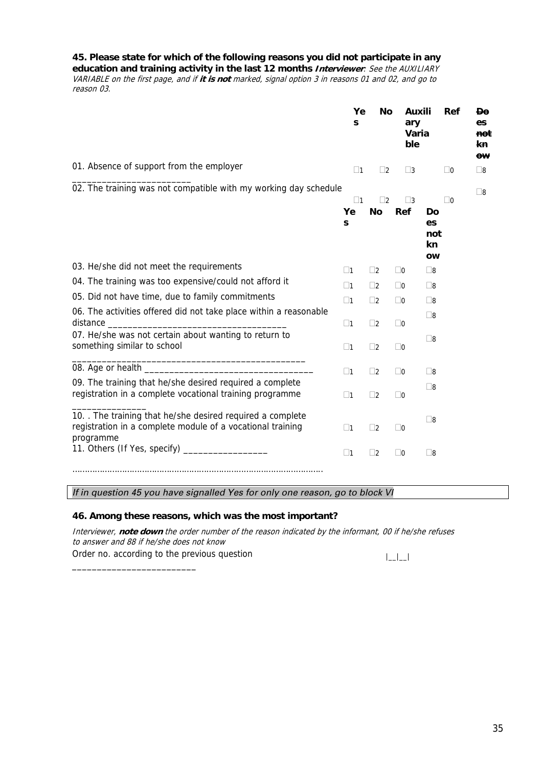**45. Please state for which of the following reasons you did not participate in any education and training activity in the last 12 months** ***Interviewer****: See the AUXILIARY VARIABLE on the first page, and if* ***it is not*** *marked, signal option 3 in reasons 01 and 02, and go to reason 03.*

| | Yes | No | Auxiliary Variable | Ref | ~~Does not know~~ |
|---|---|---|---|---|---|
| 01. Absence of support from the employer | ☐1 | ☐2 | ☐3 | ☐0 | ☐8 |
| 02. The training was not compatible with my working day schedule | ☐1 | ☐2 | ☐3 | ☐0 | ☐8 |

| | Yes | No | Ref | Does not know |
|---|---|---|---|---|
| 03. He/she did not meet the requirements | ☐1 | ☐2 | ☐0 | ☐8 |
| 04. The training was too expensive/could not afford it | ☐1 | ☐2 | ☐0 | ☐8 |
| 05. Did not have time, due to family commitments | ☐1 | ☐2 | ☐0 | ☐8 |
| 06. The activities offered did not take place within a reasonable distance | ☐1 | ☐2 | ☐0 | ☐8 |
| 07. He/she was not certain about wanting to return to something similar to school | ☐1 | ☐2 | ☐0 | ☐8 |
| 08. Age or health | ☐1 | ☐2 | ☐0 | ☐8 |
| 09. The training that he/she desired required a complete registration in a complete vocational training programme | ☐1 | ☐2 | ☐0 | ☐8 |
| 10. . The training that he/she desired required a complete registration in a complete module of a vocational training programme | ☐1 | ☐2 | ☐0 | ☐8 |
| 11. Others (If Yes, specify) _________________ | ☐1 | ☐2 | ☐0 | ☐8 |

………………………………………………………………………………………

*If in question 45 you have signalled Yes for only one reason, go to block VI*

**46. Among these reasons, which was the most important?**

*Interviewer,* ***note down*** *the order number of the reason indicated by the informant, 00 if he/she refuses to answer and 88 if he/she does not know*

Order no. according to the previous question |__|__|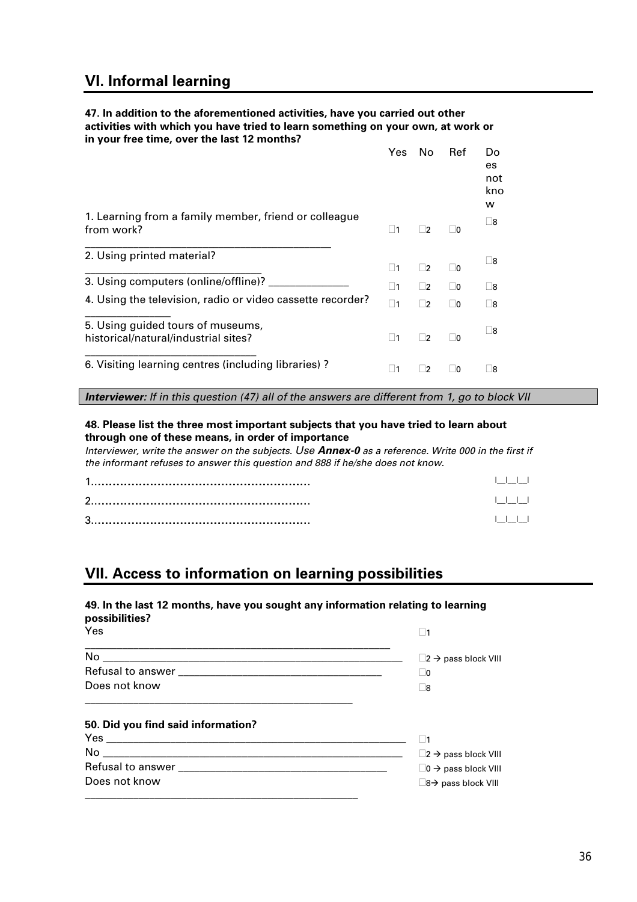## VI. Informal learning

**47. In addition to the aforementioned activities, have you carried out other activities with which you have tried to learn something on your own, at work or in your free time, over the last 12 months?**

| | Yes | No | Ref | Does not know |
|---|---|---|---|---|
| 1. Learning from a family member, friend or colleague from work? | □1 | □2 | □0 | □8 |
| 2. Using printed material? | □1 | □2 | □0 | □8 |
| 3. Using computers (online/offline)? | □1 | □2 | □0 | □8 |
| 4. Using the television, radio or video cassette recorder? | □1 | □2 | □0 | □8 |
| 5. Using guided tours of museums, historical/natural/industrial sites? | □1 | □2 | □0 | □8 |
| 6. Visiting learning centres (including libraries) ? | □1 | □2 | □0 | □8 |

***Interviewer:** If in this question (47) all of the answers are different from 1, go to block VII*

**48. Please list the three most important subjects that you have tried to learn about through one of these means, in order of importance**

*Interviewer, write the answer on the subjects. Use **Annex-0** as a reference. Write 000 in the first if the informant refuses to answer this question and 888 if he/she does not know.*

1.......................................................... |__|__|__|

2.......................................................... |__|__|__|

3.......................................................... |__|__|__|

## VII. Access to information on learning possibilities

**49. In the last 12 months, have you sought any information relating to learning possibilities?**

| | |
|---|---|
| Yes | □1 |
| No | □2 → pass block VIII |
| Refusal to answer | □0 |
| Does not know | □8 |

**50. Did you find said information?**

| | |
|---|---|
| Yes | □1 |
| No | □2 → pass block VIII |
| Refusal to answer | □0 → pass block VIII |
| Does not know | □8→ pass block VIII |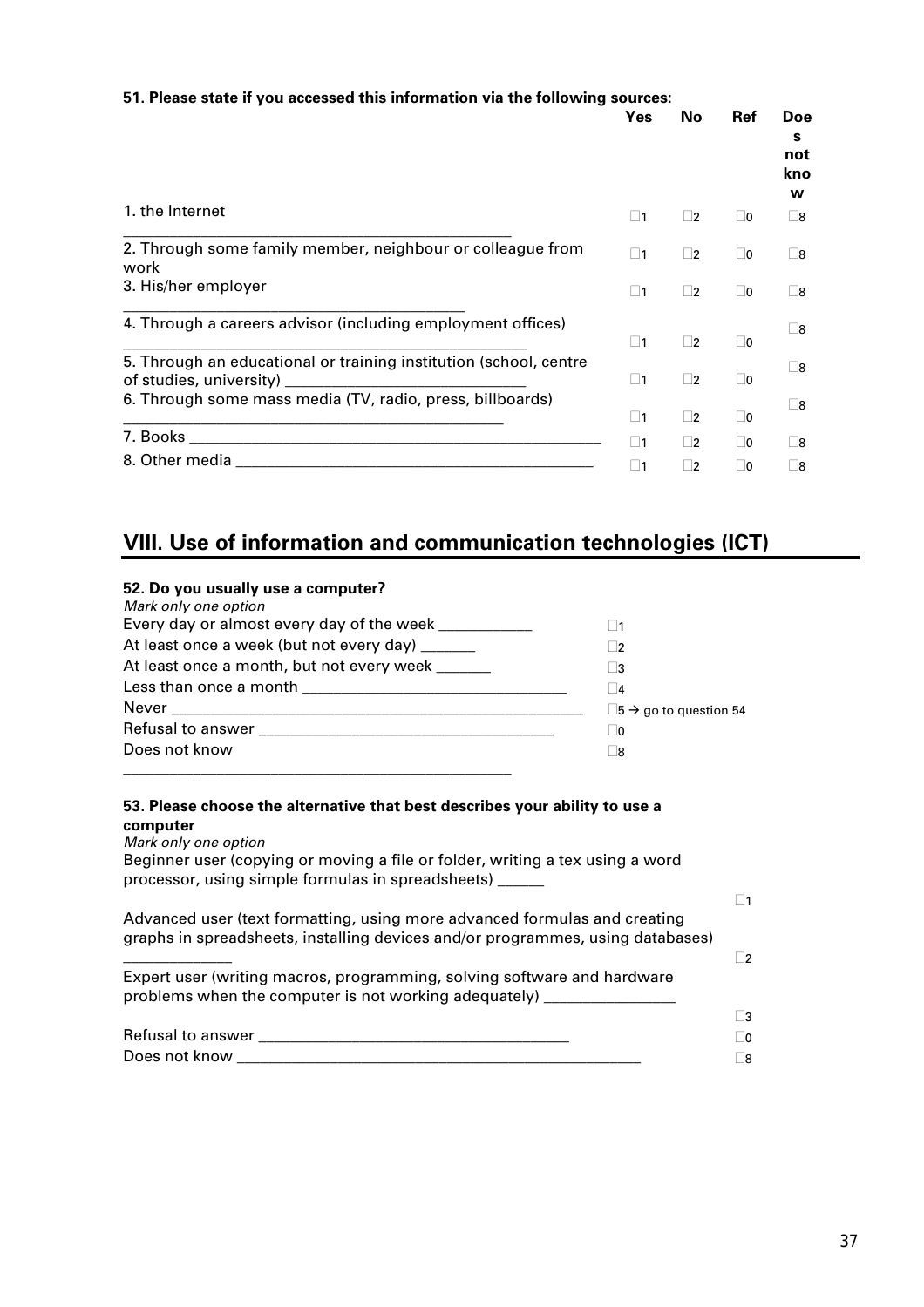**51. Please state if you accessed this information via the following sources:**

| | Yes | No | Ref | Does not know |
|---|---|---|---|---|
| 1. the Internet | ☐1 | ☐2 | ☐0 | ☐8 |
| 2. Through some family member, neighbour or colleague from work | ☐1 | ☐2 | ☐0 | ☐8 |
| 3. His/her employer | ☐1 | ☐2 | ☐0 | ☐8 |
| 4. Through a careers advisor (including employment offices) | ☐1 | ☐2 | ☐0 | ☐8 |
| 5. Through an educational or training institution (school, centre of studies, university) | ☐1 | ☐2 | ☐0 | ☐8 |
| 6. Through some mass media (TV, radio, press, billboards) | ☐1 | ☐2 | ☐0 | ☐8 |
| 7. Books | ☐1 | ☐2 | ☐0 | ☐8 |
| 8. Other media | ☐1 | ☐2 | ☐0 | ☐8 |

## VIII. Use of information and communication technologies (ICT)

**52. Do you usually use a computer?**

*Mark only one option*

| | |
|---|---|
| Every day or almost every day of the week | ☐1 |
| At least once a week (but not every day) | ☐2 |
| At least once a month, but not every week | ☐3 |
| Less than once a month | ☐4 |
| Never | ☐5 → go to question 54 |
| Refusal to answer | ☐0 |
| Does not know | ☐8 |

**53. Please choose the alternative that best describes your ability to use a computer**

*Mark only one option*

| | |
|---|---|
| Beginner user (copying or moving a file or folder, writing a tex using a word processor, using simple formulas in spreadsheets) | ☐1 |
| Advanced user (text formatting, using more advanced formulas and creating graphs in spreadsheets, installing devices and/or programmes, using databases) | ☐2 |
| Expert user (writing macros, programming, solving software and hardware problems when the computer is not working adequately) | ☐3 |
| Refusal to answer | ☐0 |
| Does not know | ☐8 |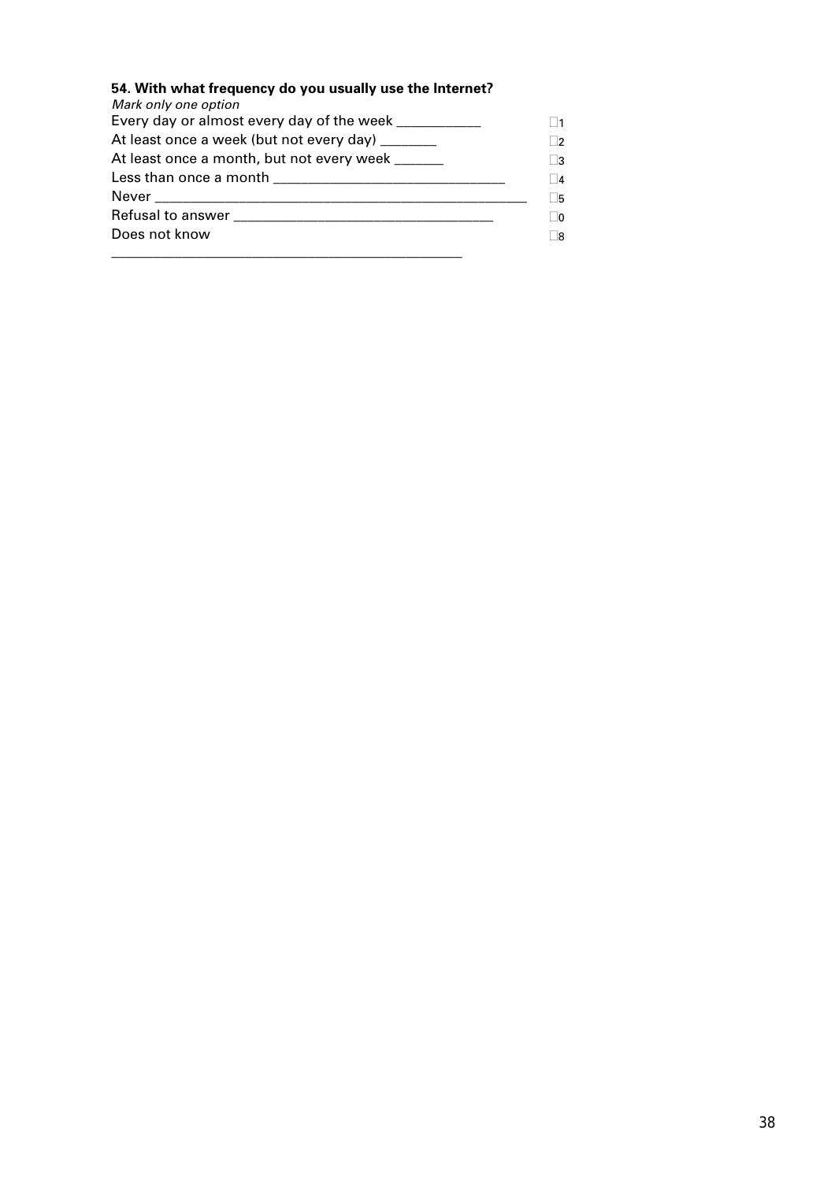**54. With what frequency do you usually use the Internet?**

*Mark only one option*

| | |
|---|---|
| Every day or almost every day of the week ___________ | ☐1 |
| At least once a week (but not every day) ________ | ☐2 |
| At least once a month, but not every week _______ | ☐3 |
| Less than once a month ______________________________ | ☐4 |
| Never _______________________________________________ | ☐5 |
| Refusal to answer ___________________________________ | ☐0 |
| Does not know | ☐8 |

_______________________________________________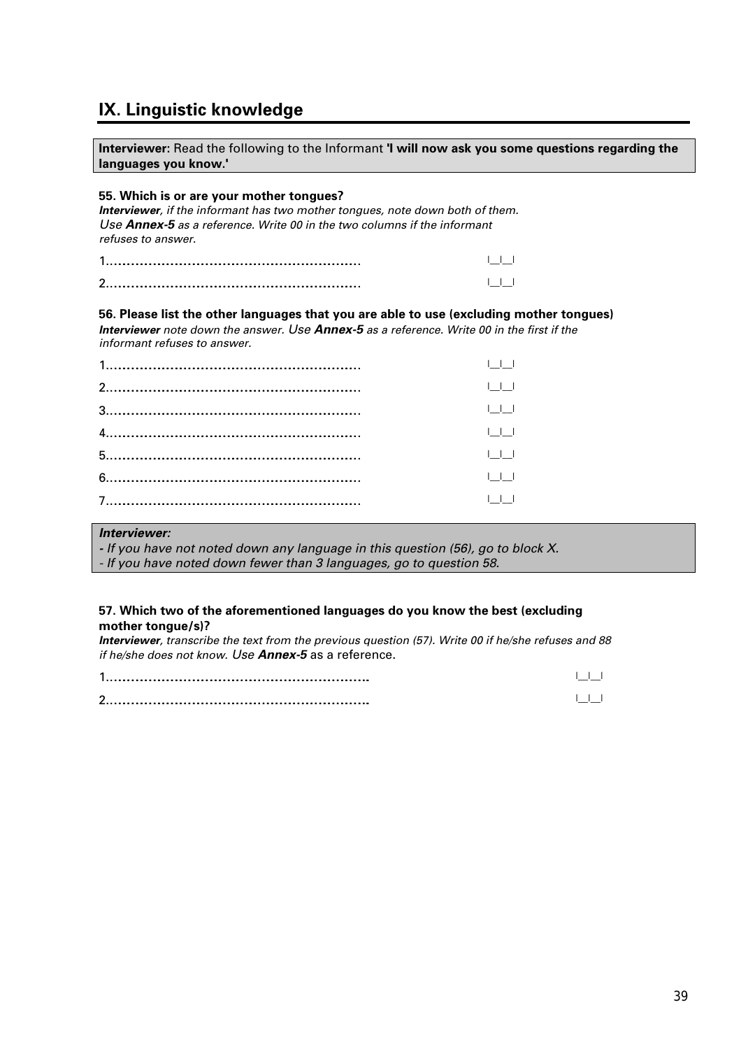# IX. Linguistic knowledge

**Interviewer:** Read the following to the Informant **'I will now ask you some questions regarding the languages you know.'**

**55. Which is or are your mother tongues?**
***Interviewer***, *if the informant has two mother tongues, note down both of them. Use **Annex-5** as a reference. Write 00 in the two columns if the informant refuses to answer.*

1……………………………………………………… |__|__|

2……………………………………………………… |__|__|

**56. Please list the other languages that you are able to use (excluding mother tongues)**
***Interviewer*** *note down the answer. Use **Annex-5** as a reference. Write 00 in the first if the informant refuses to answer.*

1……………………………………………………… |__|__|

2……………………………………………………… |__|__|

3……………………………………………………… |__|__|

4……………………………………………………… |__|__|

5……………………………………………………… |__|__|

6……………………………………………………… |__|__|

7……………………………………………………… |__|__|

***Interviewer:***
*- If you have not noted down any language in this question (56), go to block X.*
*- If you have noted down fewer than 3 languages, go to question 58.*

**57. Which two of the aforementioned languages do you know the best (excluding mother tongue/s)?**
***Interviewer***, *transcribe the text from the previous question (57). Write 00 if he/she refuses and 88 if he/she does not know. Use **Annex-5*** as a reference.

1……………………………………………………… |__|__|

2……………………………………………………… |__|__|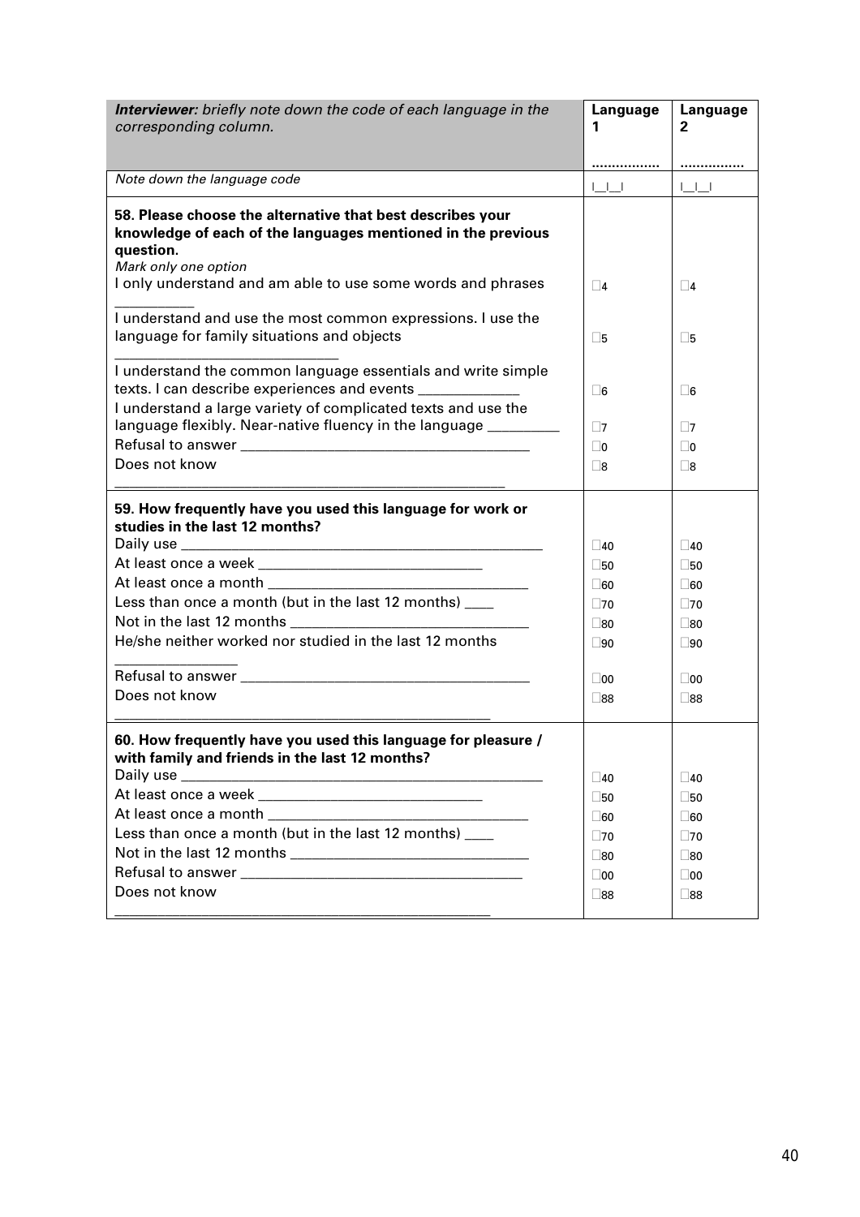| *Interviewer: briefly note down the code of each language in the corresponding column.* | Language 1<br>................ | Language 2<br>................ |
|---|---|---|
| *Note down the language code* | \|\_\_\|\_\_\| | \|\_\_\|\_\_\| |
| **58. Please choose the alternative that best describes your knowledge of each of the languages mentioned in the previous question.**<br>*Mark only one option* | | |
| I only understand and am able to use some words and phrases | ☐4 | ☐4 |
| I understand and use the most common expressions. I use the language for family situations and objects | ☐5 | ☐5 |
| I understand the common language essentials and write simple texts. I can describe experiences and events | ☐6 | ☐6 |
| I understand a large variety of complicated texts and use the language flexibly. Near-native fluency in the language | ☐7 | ☐7 |
| Refusal to answer | ☐0 | ☐0 |
| Does not know | ☐8 | ☐8 |
| **59. How frequently have you used this language for work or studies in the last 12 months?** | | |
| Daily use | ☐40 | ☐40 |
| At least once a week | ☐50 | ☐50 |
| At least once a month | ☐60 | ☐60 |
| Less than once a month (but in the last 12 months) | ☐70 | ☐70 |
| Not in the last 12 months | ☐80 | ☐80 |
| He/she neither worked nor studied in the last 12 months | ☐90 | ☐90 |
| Refusal to answer | ☐00 | ☐00 |
| Does not know | ☐88 | ☐88 |
| **60. How frequently have you used this language for pleasure / with family and friends in the last 12 months?** | | |
| Daily use | ☐40 | ☐40 |
| At least once a week | ☐50 | ☐50 |
| At least once a month | ☐60 | ☐60 |
| Less than once a month (but in the last 12 months) | ☐70 | ☐70 |
| Not in the last 12 months | ☐80 | ☐80 |
| Refusal to answer | ☐00 | ☐00 |
| Does not know | ☐88 | ☐88 |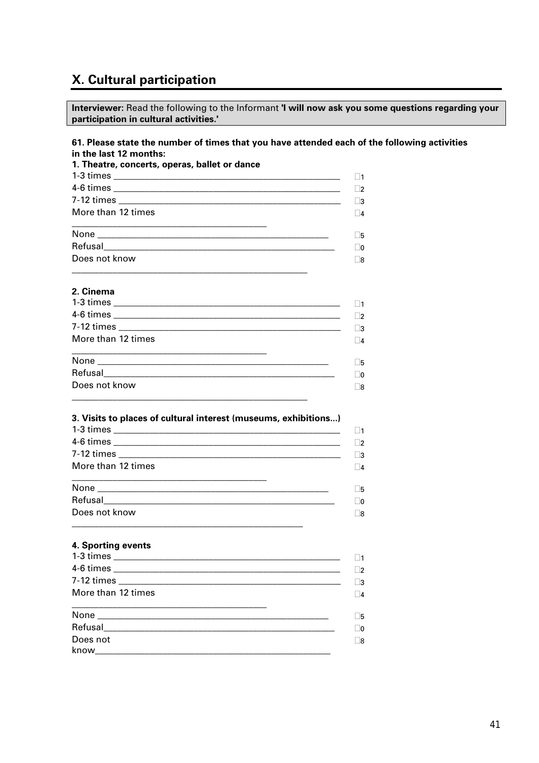## X. Cultural participation

**Interviewer:** Read the following to the Informant **'I will now ask you some questions regarding your participation in cultural activities.'**

**61. Please state the number of times that you have attended each of the following activities in the last 12 months:**

**1. Theatre, concerts, operas, ballet or dance**

| | |
|---|---|
| 1-3 times | ☐1 |
| 4-6 times | ☐2 |
| 7-12 times | ☐3 |
| More than 12 times | ☐4 |
| None | ☐5 |
| Refusal | ☐0 |
| Does not know | ☐8 |

**2. Cinema**

| | |
|---|---|
| 1-3 times | ☐1 |
| 4-6 times | ☐2 |
| 7-12 times | ☐3 |
| More than 12 times | ☐4 |
| None | ☐5 |
| Refusal | ☐0 |
| Does not know | ☐8 |

**3. Visits to places of cultural interest (museums, exhibitions...)**

| | |
|---|---|
| 1-3 times | ☐1 |
| 4-6 times | ☐2 |
| 7-12 times | ☐3 |
| More than 12 times | ☐4 |
| None | ☐5 |
| Refusal | ☐0 |
| Does not know | ☐8 |

**4. Sporting events**

| | |
|---|---|
| 1-3 times | ☐1 |
| 4-6 times | ☐2 |
| 7-12 times | ☐3 |
| More than 12 times | ☐4 |
| None | ☐5 |
| Refusal | ☐0 |
| Does not know | ☐8 |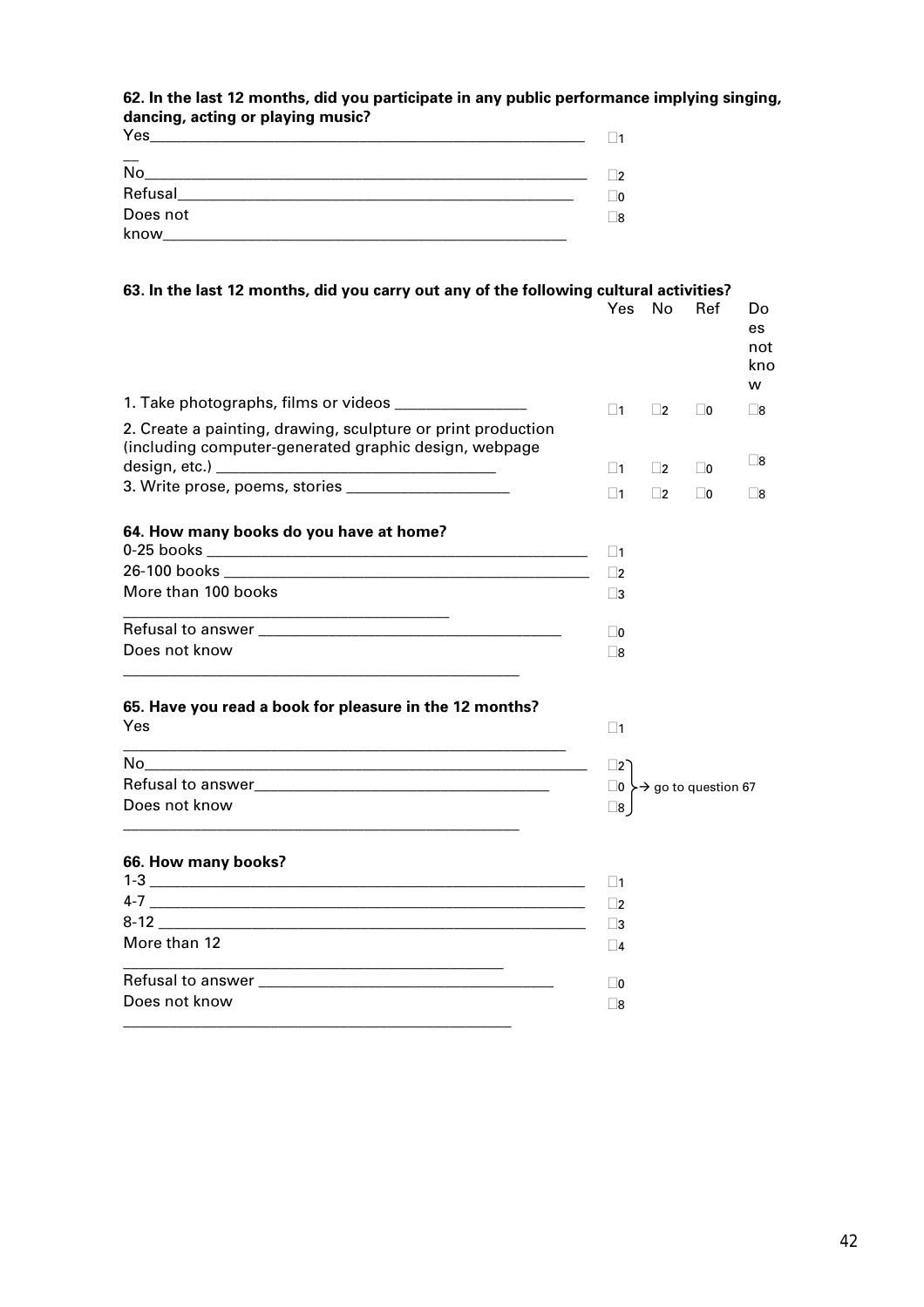**62. In the last 12 months, did you participate in any public performance implying singing, dancing, acting or playing music?**

| | |
|---|---|
| Yes | □1 |
| No | □2 |
| Refusal | □0 |
| Does not know | □8 |

**63. In the last 12 months, did you carry out any of the following cultural activities?**

| | Yes | No | Ref | Does not know |
|---|---|---|---|---|
| 1. Take photographs, films or videos | □1 | □2 | □0 | □8 |
| 2. Create a painting, drawing, sculpture or print production (including computer-generated graphic design, webpage design, etc.) | □1 | □2 | □0 | □8 |
| 3. Write prose, poems, stories | □1 | □2 | □0 | □8 |

**64. How many books do you have at home?**

| | |
|---|---|
| 0-25 books | □1 |
| 26-100 books | □2 |
| More than 100 books | □3 |
| Refusal to answer | □0 |
| Does not know | □8 |

**65. Have you read a book for pleasure in the 12 months?**

| | |
|---|---|
| Yes | □1 |
| No | □2 → go to question 67 |
| Refusal to answer | □0 → go to question 67 |
| Does not know | □8 → go to question 67 |

**66. How many books?**

| | |
|---|---|
| 1-3 | □1 |
| 4-7 | □2 |
| 8-12 | □3 |
| More than 12 | □4 |
| Refusal to answer | □0 |
| Does not know | □8 |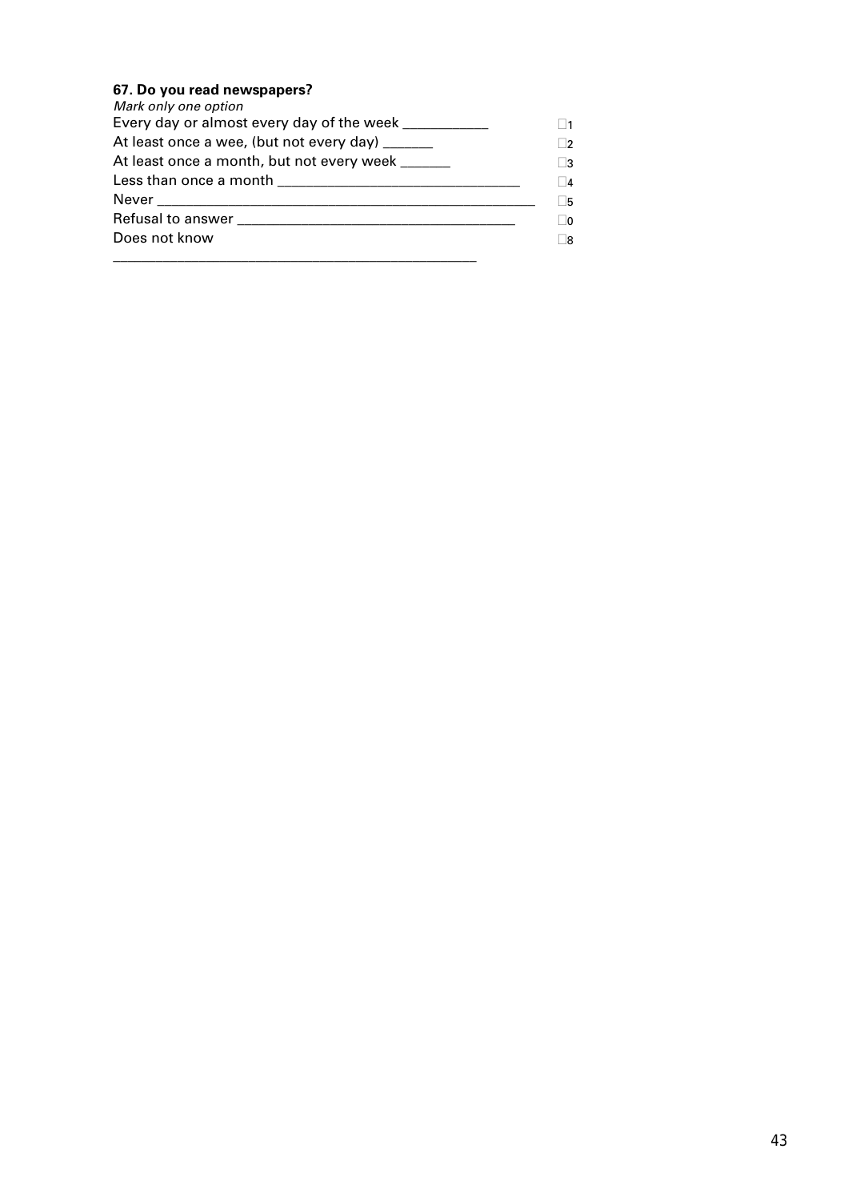**67. Do you read newspapers?**

*Mark only one option*

| | |
|---|---|
| Every day or almost every day of the week ___________ | ☐1 |
| At least once a wee, (but not every day) _______ | ☐2 |
| At least once a month, but not every week _______ | ☐3 |
| Less than once a month _______________________________ | ☐4 |
| Never ______________________________________________ | ☐5 |
| Refusal to answer ____________________________________ | ☐0 |
| Does not know | ☐8 |

_______________________________________________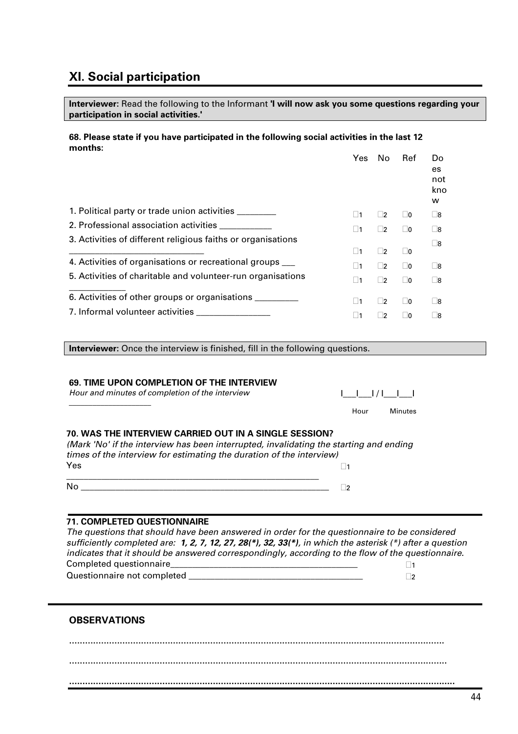## XI. Social participation

**Interviewer:** Read the following to the Informant **'I will now ask you some questions regarding your participation in social activities.'**

**68. Please state if you have participated in the following social activities in the last 12 months:**

| | Yes | No | Ref | Does not know |
|---|---|---|---|---|
| 1. Political party or trade union activities ________ | □1 | □2 | □0 | □8 |
| 2. Professional association activities ___________ | □1 | □2 | □0 | □8 |
| 3. Activities of different religious faiths or organisations ______________________________ | □1 | □2 | □0 | □8 |
| 4. Activities of organisations or recreational groups ___ | □1 | □2 | □0 | □8 |
| 5. Activities of charitable and volunteer-run organisations ____________ | □1 | □2 | □0 | □8 |
| 6. Activities of other groups or organisations _________ | □1 | □2 | □0 | □8 |
| 7. Informal volunteer activities ________________ | □1 | □2 | □0 | □8 |

**Interviewer:** Once the interview is finished, fill in the following questions.

**69. TIME UPON COMPLETION OF THE INTERVIEW**

*Hour and minutes of completion of the interview* ___________________ I___I___I / I___I___I

Hour Minutes

**70. WAS THE INTERVIEW CARRIED OUT IN A SINGLE SESSION?**

*(Mark 'No' if the interview has been interrupted, invalidating the starting and ending times of the interview for estimating the duration of the interview)*

Yes ________________________________________________________ □1

No ________________________________________________________ □2

**71. COMPLETED QUESTIONNAIRE**

*The questions that should have been answered in order for the questionnaire to be considered sufficiently completed are:* ***1, 2, 7, 12, 27, 28(\*), 32, 33(\*)****, in which the asterisk (\*) after a question indicates that it should be answered correspondingly, according to the flow of the questionnaire.*

Completed questionnaire_________________________________________ □1

Questionnaire not completed _____________________________________ □2

**OBSERVATIONS**

..........................................................................................................................................

..........................................................................................................................................

..........................................................................................................................................